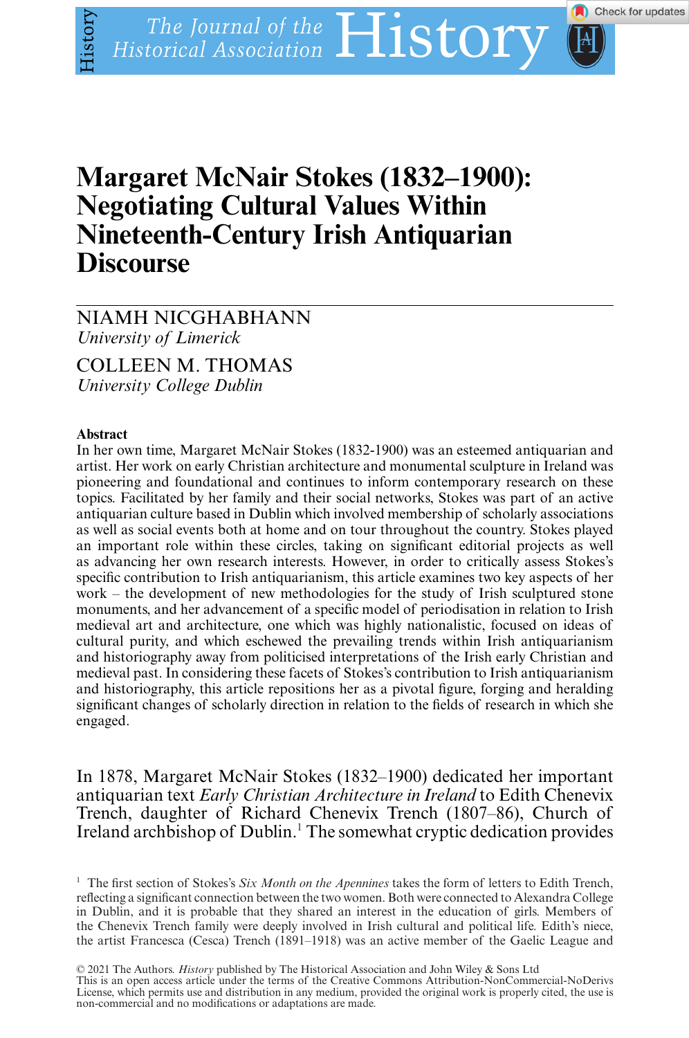# Margaret McNair Stokes (1832–1900): Negotiating Cultural Values Within Nineteenth-Century Irish Antiquarian Discourse

NIAMH NICGHABHANN
*University of Limerick*

COLLEEN M. THOMAS
*University College Dublin*

## Abstract

In her own time, Margaret McNair Stokes (1832-1900) was an esteemed antiquarian and artist. Her work on early Christian architecture and monumental sculpture in Ireland was pioneering and foundational and continues to inform contemporary research on these topics. Facilitated by her family and their social networks, Stokes was part of an active antiquarian culture based in Dublin which involved membership of scholarly associations as well as social events both at home and on tour throughout the country. Stokes played an important role within these circles, taking on significant editorial projects as well as advancing her own research interests. However, in order to critically assess Stokes's specific contribution to Irish antiquarianism, this article examines two key aspects of her work – the development of new methodologies for the study of Irish sculptured stone monuments, and her advancement of a specific model of periodisation in relation to Irish medieval art and architecture, one which was highly nationalistic, focused on ideas of cultural purity, and which eschewed the prevailing trends within Irish antiquarianism and historiography away from politicised interpretations of the Irish early Christian and medieval past. In considering these facets of Stokes's contribution to Irish antiquarianism and historiography, this article repositions her as a pivotal figure, forging and heralding significant changes of scholarly direction in relation to the fields of research in which she engaged.

In 1878, Margaret McNair Stokes (1832–1900) dedicated her important antiquarian text *Early Christian Architecture in Ireland* to Edith Chenevix Trench, daughter of Richard Chenevix Trench (1807–86), Church of Ireland archbishop of Dublin.[1] The somewhat cryptic dedication provides

[1] The first section of Stokes's *Six Month on the Apennines* takes the form of letters to Edith Trench, reflecting a significant connection between the two women. Both were connected to Alexandra College in Dublin, and it is probable that they shared an interest in the education of girls. Members of the Chenevix Trench family were deeply involved in Irish cultural and political life. Edith's niece, the artist Francesca (Cesca) Trench (1891–1918) was an active member of the Gaelic League and

© 2021 The Authors. *History* published by The Historical Association and John Wiley & Sons Ltd
This is an open access article under the terms of the Creative Commons Attribution-NonCommercial-NoDerivs License, which permits use and distribution in any medium, provided the original work is properly cited, the use is non-commercial and no modifications or adaptations are made.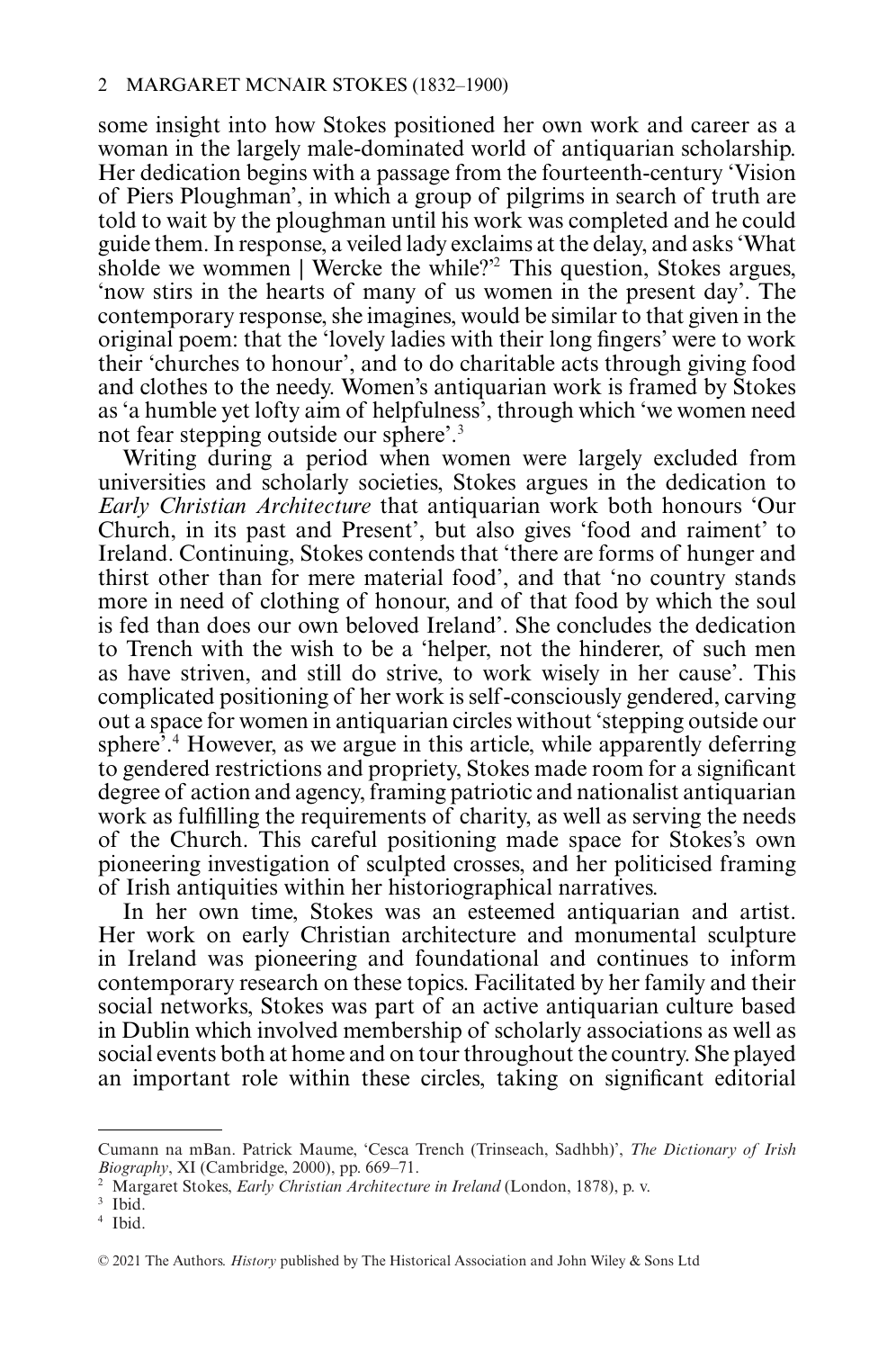some insight into how Stokes positioned her own work and career as a woman in the largely male-dominated world of antiquarian scholarship. Her dedication begins with a passage from the fourteenth-century 'Vision of Piers Ploughman', in which a group of pilgrims in search of truth are told to wait by the ploughman until his work was completed and he could guide them. In response, a veiled lady exclaims at the delay, and asks 'What sholde we wommen | Wercke the while?'[2] This question, Stokes argues, 'now stirs in the hearts of many of us women in the present day'. The contemporary response, she imagines, would be similar to that given in the original poem: that the 'lovely ladies with their long fingers' were to work their 'churches to honour', and to do charitable acts through giving food and clothes to the needy. Women's antiquarian work is framed by Stokes as 'a humble yet lofty aim of helpfulness', through which 'we women need not fear stepping outside our sphere'.[3]

Writing during a period when women were largely excluded from universities and scholarly societies, Stokes argues in the dedication to *Early Christian Architecture* that antiquarian work both honours 'Our Church, in its past and Present', but also gives 'food and raiment' to Ireland. Continuing, Stokes contends that 'there are forms of hunger and thirst other than for mere material food', and that 'no country stands more in need of clothing of honour, and of that food by which the soul is fed than does our own beloved Ireland'. She concludes the dedication to Trench with the wish to be a 'helper, not the hinderer, of such men as have striven, and still do strive, to work wisely in her cause'. This complicated positioning of her work is self-consciously gendered, carving out a space for women in antiquarian circles without 'stepping outside our sphere'.[4] However, as we argue in this article, while apparently deferring to gendered restrictions and propriety, Stokes made room for a significant degree of action and agency, framing patriotic and nationalist antiquarian work as fulfilling the requirements of charity, as well as serving the needs of the Church. This careful positioning made space for Stokes's own pioneering investigation of sculpted crosses, and her politicised framing of Irish antiquities within her historiographical narratives.

In her own time, Stokes was an esteemed antiquarian and artist. Her work on early Christian architecture and monumental sculpture in Ireland was pioneering and foundational and continues to inform contemporary research on these topics. Facilitated by her family and their social networks, Stokes was part of an active antiquarian culture based in Dublin which involved membership of scholarly associations as well as social events both at home and on tour throughout the country. She played an important role within these circles, taking on significant editorial

---

Cumann na mBan. Patrick Maume, 'Cesca Trench (Trinseach, Sadhbh)', *The Dictionary of Irish Biography*, XI (Cambridge, 2000), pp. 669–71.

[2] Margaret Stokes, *Early Christian Architecture in Ireland* (London, 1878), p. v.

[3] Ibid.

[4] Ibid.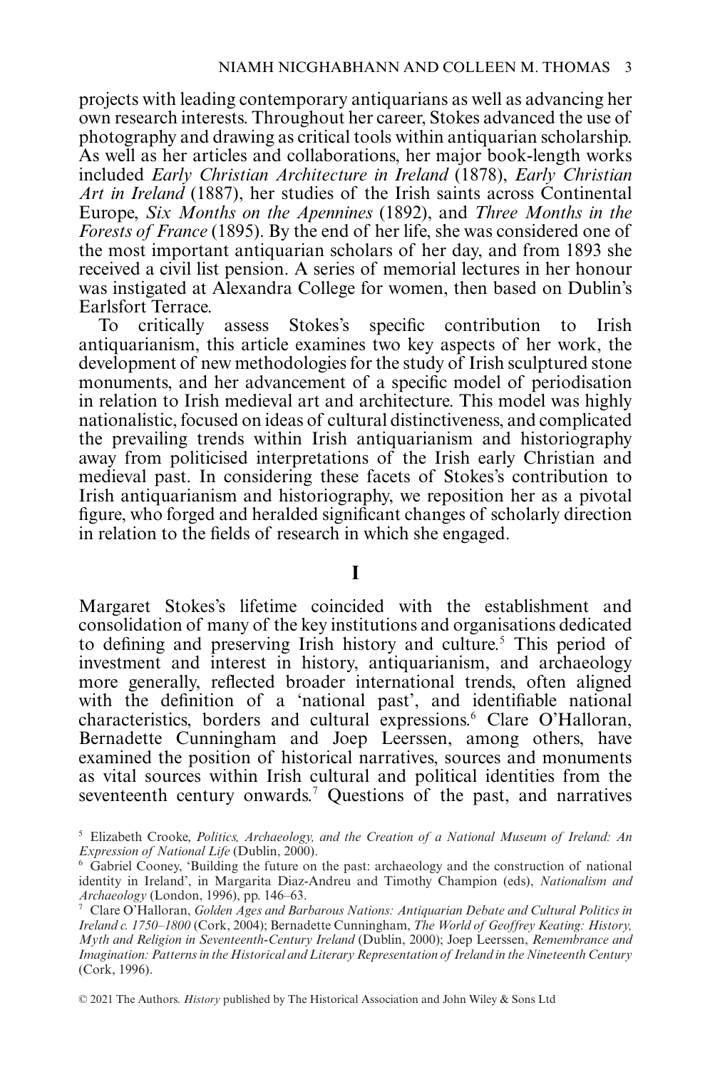projects with leading contemporary antiquarians as well as advancing her own research interests. Throughout her career, Stokes advanced the use of photography and drawing as critical tools within antiquarian scholarship. As well as her articles and collaborations, her major book-length works included *Early Christian Architecture in Ireland* (1878), *Early Christian Art in Ireland* (1887), her studies of the Irish saints across Continental Europe, *Six Months on the Apennines* (1892), and *Three Months in the Forests of France* (1895). By the end of her life, she was considered one of the most important antiquarian scholars of her day, and from 1893 she received a civil list pension. A series of memorial lectures in her honour was instigated at Alexandra College for women, then based on Dublin's Earlsfort Terrace.

To critically assess Stokes's specific contribution to Irish antiquarianism, this article examines two key aspects of her work, the development of new methodologies for the study of Irish sculptured stone monuments, and her advancement of a specific model of periodisation in relation to Irish medieval art and architecture. This model was highly nationalistic, focused on ideas of cultural distinctiveness, and complicated the prevailing trends within Irish antiquarianism and historiography away from politicised interpretations of the Irish early Christian and medieval past. In considering these facets of Stokes's contribution to Irish antiquarianism and historiography, we reposition her as a pivotal figure, who forged and heralded significant changes of scholarly direction in relation to the fields of research in which she engaged.

## I

Margaret Stokes's lifetime coincided with the establishment and consolidation of many of the key institutions and organisations dedicated to defining and preserving Irish history and culture.[5] This period of investment and interest in history, antiquarianism, and archaeology more generally, reflected broader international trends, often aligned with the definition of a 'national past', and identifiable national characteristics, borders and cultural expressions.[6] Clare O'Halloran, Bernadette Cunningham and Joep Leerssen, among others, have examined the position of historical narratives, sources and monuments as vital sources within Irish cultural and political identities from the seventeenth century onwards.[7] Questions of the past, and narratives

[5] Elizabeth Crooke, *Politics, Archaeology, and the Creation of a National Museum of Ireland: An Expression of National Life* (Dublin, 2000).

[6] Gabriel Cooney, 'Building the future on the past: archaeology and the construction of national identity in Ireland', in Margarita Diaz-Andreu and Timothy Champion (eds), *Nationalism and Archaeology* (London, 1996), pp. 146–63.

[7] Clare O'Halloran, *Golden Ages and Barbarous Nations: Antiquarian Debate and Cultural Politics in Ireland c. 1750–1800* (Cork, 2004); Bernadette Cunningham, *The World of Geoffrey Keating: History, Myth and Religion in Seventeenth-Century Ireland* (Dublin, 2000); Joep Leerssen, *Remembrance and Imagination: Patterns in the Historical and Literary Representation of Ireland in the Nineteenth Century* (Cork, 1996).

© 2021 The Authors. *History* published by The Historical Association and John Wiley & Sons Ltd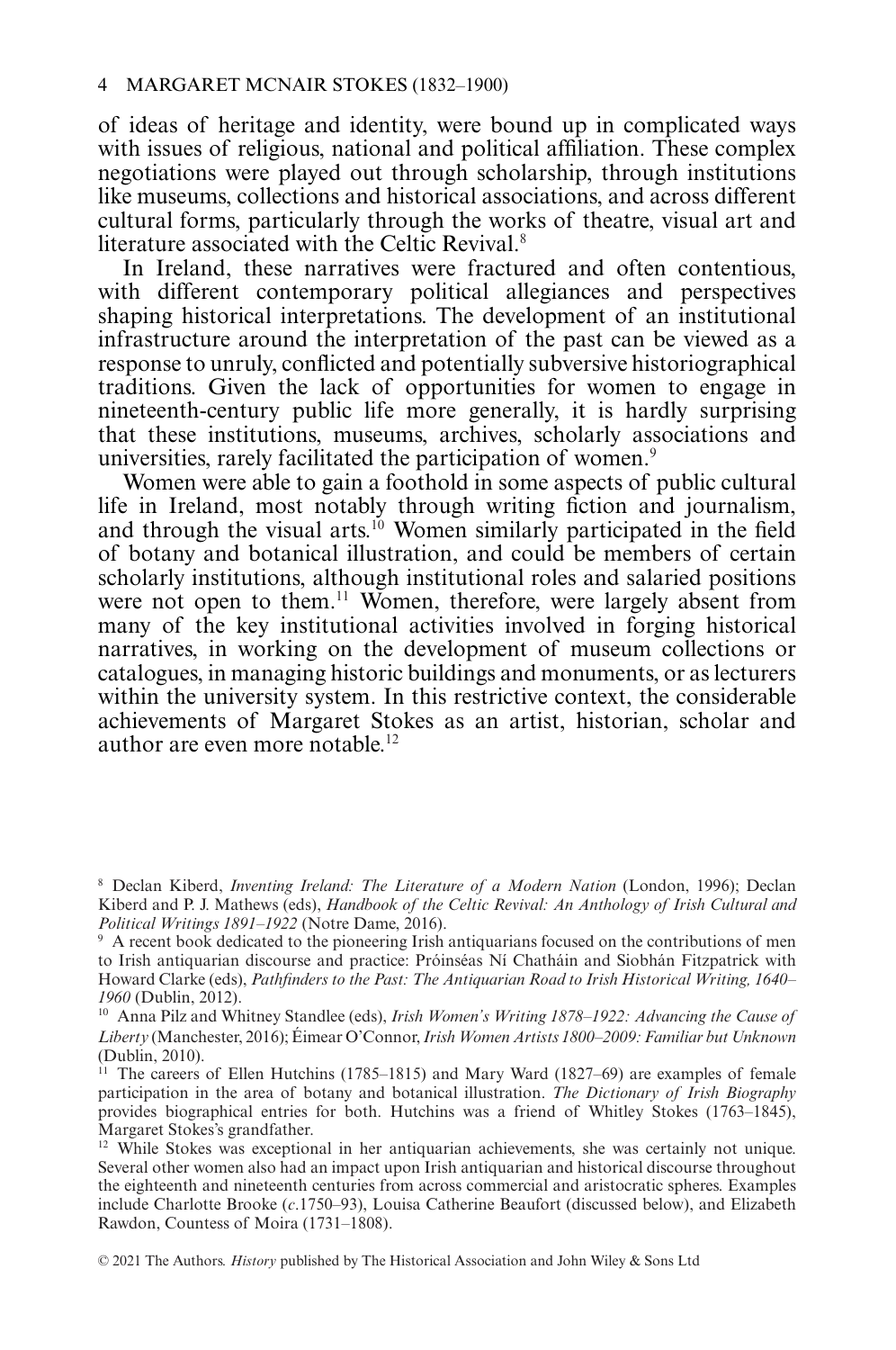of ideas of heritage and identity, were bound up in complicated ways with issues of religious, national and political affiliation. These complex negotiations were played out through scholarship, through institutions like museums, collections and historical associations, and across different cultural forms, particularly through the works of theatre, visual art and literature associated with the Celtic Revival.[8]

In Ireland, these narratives were fractured and often contentious, with different contemporary political allegiances and perspectives shaping historical interpretations. The development of an institutional infrastructure around the interpretation of the past can be viewed as a response to unruly, conflicted and potentially subversive historiographical traditions. Given the lack of opportunities for women to engage in nineteenth-century public life more generally, it is hardly surprising that these institutions, museums, archives, scholarly associations and universities, rarely facilitated the participation of women.[9]

Women were able to gain a foothold in some aspects of public cultural life in Ireland, most notably through writing fiction and journalism, and through the visual arts.[10] Women similarly participated in the field of botany and botanical illustration, and could be members of certain scholarly institutions, although institutional roles and salaried positions were not open to them.[11] Women, therefore, were largely absent from many of the key institutional activities involved in forging historical narratives, in working on the development of museum collections or catalogues, in managing historic buildings and monuments, or as lecturers within the university system. In this restrictive context, the considerable achievements of Margaret Stokes as an artist, historian, scholar and author are even more notable.[12]

---

[8] Declan Kiberd, *Inventing Ireland: The Literature of a Modern Nation* (London, 1996); Declan Kiberd and P. J. Mathews (eds), *Handbook of the Celtic Revival: An Anthology of Irish Cultural and Political Writings 1891–1922* (Notre Dame, 2016).

[9] A recent book dedicated to the pioneering Irish antiquarians focused on the contributions of men to Irish antiquarian discourse and practice: Próinséas Ní Chatháin and Siobhán Fitzpatrick with Howard Clarke (eds), *Pathfinders to the Past: The Antiquarian Road to Irish Historical Writing, 1640–1960* (Dublin, 2012).

[10] Anna Pilz and Whitney Standlee (eds), *Irish Women's Writing 1878–1922: Advancing the Cause of Liberty* (Manchester, 2016); Éimear O'Connor, *Irish Women Artists 1800–2009: Familiar but Unknown* (Dublin, 2010).

[11] The careers of Ellen Hutchins (1785–1815) and Mary Ward (1827–69) are examples of female participation in the area of botany and botanical illustration. *The Dictionary of Irish Biography* provides biographical entries for both. Hutchins was a friend of Whitley Stokes (1763–1845), Margaret Stokes's grandfather.

[12] While Stokes was exceptional in her antiquarian achievements, she was certainly not unique. Several other women also had an impact upon Irish antiquarian and historical discourse throughout the eighteenth and nineteenth centuries from across commercial and aristocratic spheres. Examples include Charlotte Brooke (*c.*1750–93), Louisa Catherine Beaufort (discussed below), and Elizabeth Rawdon, Countess of Moira (1731–1808).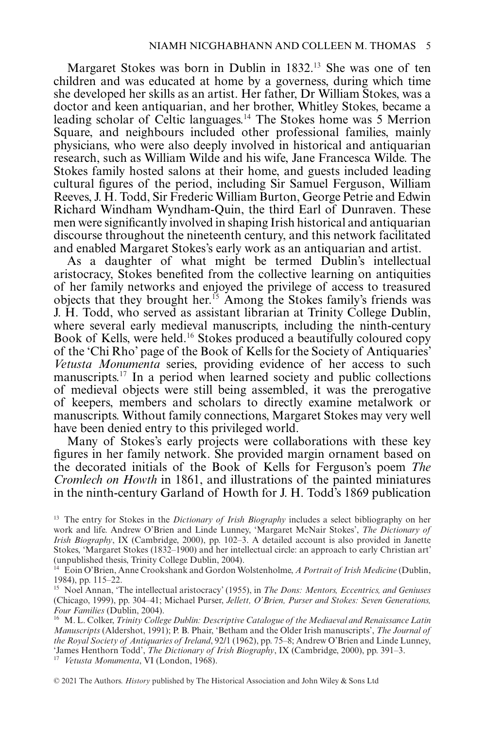Margaret Stokes was born in Dublin in 1832.[13] She was one of ten children and was educated at home by a governess, during which time she developed her skills as an artist. Her father, Dr William Stokes, was a doctor and keen antiquarian, and her brother, Whitley Stokes, became a leading scholar of Celtic languages.[14] The Stokes home was 5 Merrion Square, and neighbours included other professional families, mainly physicians, who were also deeply involved in historical and antiquarian research, such as William Wilde and his wife, Jane Francesca Wilde. The Stokes family hosted salons at their home, and guests included leading cultural figures of the period, including Sir Samuel Ferguson, William Reeves, J. H. Todd, Sir Frederic William Burton, George Petrie and Edwin Richard Windham Wyndham-Quin, the third Earl of Dunraven. These men were significantly involved in shaping Irish historical and antiquarian discourse throughout the nineteenth century, and this network facilitated and enabled Margaret Stokes's early work as an antiquarian and artist.

As a daughter of what might be termed Dublin's intellectual aristocracy, Stokes benefited from the collective learning on antiquities of her family networks and enjoyed the privilege of access to treasured objects that they brought her.[15] Among the Stokes family's friends was J. H. Todd, who served as assistant librarian at Trinity College Dublin, where several early medieval manuscripts, including the ninth-century Book of Kells, were held.[16] Stokes produced a beautifully coloured copy of the 'Chi Rho' page of the Book of Kells for the Society of Antiquaries' *Vetusta Monumenta* series, providing evidence of her access to such manuscripts.[17] In a period when learned society and public collections of medieval objects were still being assembled, it was the prerogative of keepers, members and scholars to directly examine metalwork or manuscripts. Without family connections, Margaret Stokes may very well have been denied entry to this privileged world.

Many of Stokes's early projects were collaborations with these key figures in her family network. She provided margin ornament based on the decorated initials of the Book of Kells for Ferguson's poem *The Cromlech on Howth* in 1861, and illustrations of the painted miniatures in the ninth-century Garland of Howth for J. H. Todd's 1869 publication

[13] The entry for Stokes in the *Dictionary of Irish Biography* includes a select bibliography on her work and life. Andrew O'Brien and Linde Lunney, 'Margaret McNair Stokes', *The Dictionary of Irish Biography*, IX (Cambridge, 2000), pp. 102–3. A detailed account is also provided in Janette Stokes, 'Margaret Stokes (1832–1900) and her intellectual circle: an approach to early Christian art' (unpublished thesis, Trinity College Dublin, 2004).

[14] Eoin O'Brien, Anne Crookshank and Gordon Wolstenholme, *A Portrait of Irish Medicine* (Dublin, 1984), pp. 115–22.

[15] Noel Annan, 'The intellectual aristocracy' (1955), in *The Dons: Mentors, Eccentrics, and Geniuses* (Chicago, 1999), pp. 304–41; Michael Purser, *Jellett, O'Brien, Purser and Stokes: Seven Generations, Four Families* (Dublin, 2004).

[16] M. L. Colker, *Trinity College Dublin: Descriptive Catalogue of the Mediaeval and Renaissance Latin Manuscripts* (Aldershot, 1991); P. B. Phair, 'Betham and the Older Irish manuscripts', *The Journal of the Royal Society of Antiquaries of Ireland*, 92/1 (1962), pp. 75–8; Andrew O'Brien and Linde Lunney, 'James Henthorn Todd', *The Dictionary of Irish Biography*, IX (Cambridge, 2000), pp. 391–3.

[17] *Vetusta Monumenta*, VI (London, 1968).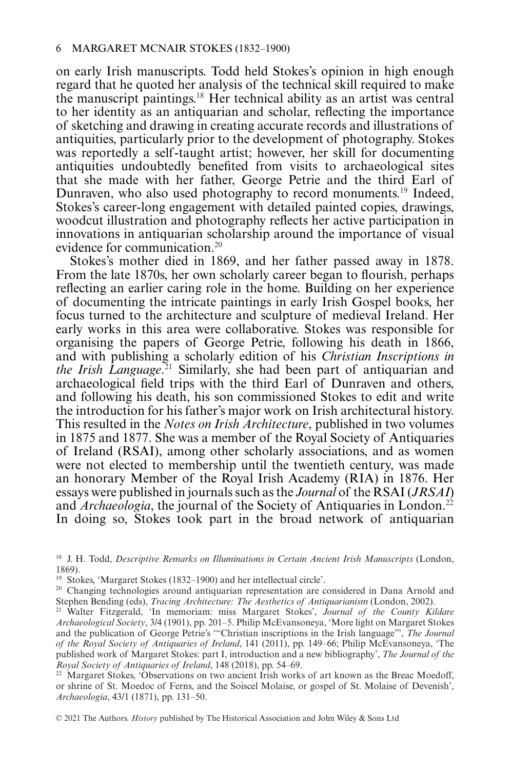on early Irish manuscripts. Todd held Stokes's opinion in high enough regard that he quoted her analysis of the technical skill required to make the manuscript paintings.[18] Her technical ability as an artist was central to her identity as an antiquarian and scholar, reflecting the importance of sketching and drawing in creating accurate records and illustrations of antiquities, particularly prior to the development of photography. Stokes was reportedly a self-taught artist; however, her skill for documenting antiquities undoubtedly benefited from visits to archaeological sites that she made with her father, George Petrie and the third Earl of Dunraven, who also used photography to record monuments.[19] Indeed, Stokes's career-long engagement with detailed painted copies, drawings, woodcut illustration and photography reflects her active participation in innovations in antiquarian scholarship around the importance of visual evidence for communication.[20]

Stokes's mother died in 1869, and her father passed away in 1878. From the late 1870s, her own scholarly career began to flourish, perhaps reflecting an earlier caring role in the home. Building on her experience of documenting the intricate paintings in early Irish Gospel books, her focus turned to the architecture and sculpture of medieval Ireland. Her early works in this area were collaborative. Stokes was responsible for organising the papers of George Petrie, following his death in 1866, and with publishing a scholarly edition of his *Christian Inscriptions in the Irish Language*.[21] Similarly, she had been part of antiquarian and archaeological field trips with the third Earl of Dunraven and others, and following his death, his son commissioned Stokes to edit and write the introduction for his father's major work on Irish architectural history. This resulted in the *Notes on Irish Architecture*, published in two volumes in 1875 and 1877. She was a member of the Royal Society of Antiquaries of Ireland (RSAI), among other scholarly associations, and as women were not elected to membership until the twentieth century, was made an honorary Member of the Royal Irish Academy (RIA) in 1876. Her essays were published in journals such as the *Journal* of the RSAI (*JRSAI*) and *Archaeologia*, the journal of the Society of Antiquaries in London.[22] In doing so, Stokes took part in the broad network of antiquarian

[18] J. H. Todd, *Descriptive Remarks on Illuminations in Certain Ancient Irish Manuscripts* (London, 1869).

[19] Stokes, 'Margaret Stokes (1832–1900) and her intellectual circle'.

[20] Changing technologies around antiquarian representation are considered in Dana Arnold and Stephen Bending (eds), *Tracing Architecture: The Aesthetics of Antiquarianism* (London, 2002).

[21] Walter Fitzgerald, 'In memoriam: miss Margaret Stokes', *Journal of the County Kildare Archaeological Society*, 3/4 (1901), pp. 201–5. Philip McEvansoneya, 'More light on Margaret Stokes and the publication of George Petrie's '"Christian inscriptions in the Irish language"', *The Journal of the Royal Society of Antiquaries of Ireland*, 141 (2011), pp. 149–66; Philip McEvansoneya, 'The published work of Margaret Stokes: part I, introduction and a new bibliography', *The Journal of the Royal Society of Antiquaries of Ireland*, 148 (2018), pp. 54–69.

[22] Margaret Stokes, 'Observations on two ancient Irish works of art known as the Breac Moedoff, or shrine of St. Moedoc of Ferns, and the Soiscel Molaise, or gospel of St. Molaise of Devenish', *Archaeologia*, 43/1 (1871), pp. 131–50.

© 2021 The Authors. *History* published by The Historical Association and John Wiley & Sons Ltd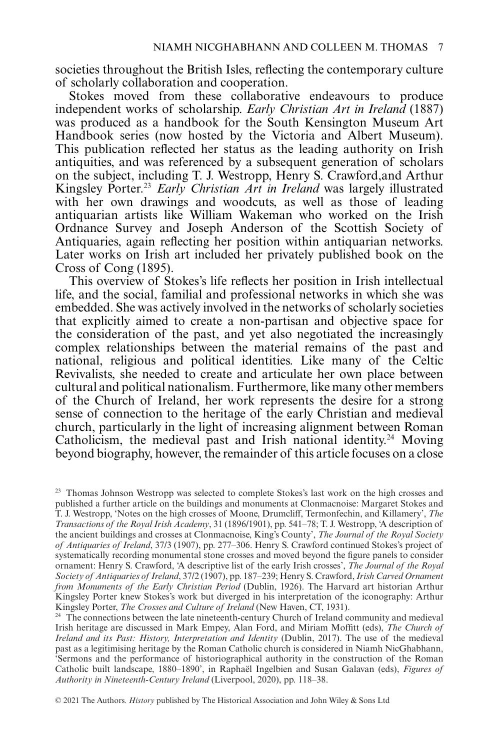societies throughout the British Isles, reflecting the contemporary culture of scholarly collaboration and cooperation.

Stokes moved from these collaborative endeavours to produce independent works of scholarship. *Early Christian Art in Ireland* (1887) was produced as a handbook for the South Kensington Museum Art Handbook series (now hosted by the Victoria and Albert Museum). This publication reflected her status as the leading authority on Irish antiquities, and was referenced by a subsequent generation of scholars on the subject, including T. J. Westropp, Henry S. Crawford,and Arthur Kingsley Porter.[23] *Early Christian Art in Ireland* was largely illustrated with her own drawings and woodcuts, as well as those of leading antiquarian artists like William Wakeman who worked on the Irish Ordnance Survey and Joseph Anderson of the Scottish Society of Antiquaries, again reflecting her position within antiquarian networks. Later works on Irish art included her privately published book on the Cross of Cong (1895).

This overview of Stokes's life reflects her position in Irish intellectual life, and the social, familial and professional networks in which she was embedded. She was actively involved in the networks of scholarly societies that explicitly aimed to create a non-partisan and objective space for the consideration of the past, and yet also negotiated the increasingly complex relationships between the material remains of the past and national, religious and political identities. Like many of the Celtic Revivalists, she needed to create and articulate her own place between cultural and political nationalism. Furthermore, like many other members of the Church of Ireland, her work represents the desire for a strong sense of connection to the heritage of the early Christian and medieval church, particularly in the light of increasing alignment between Roman Catholicism, the medieval past and Irish national identity.[24] Moving beyond biography, however, the remainder of this article focuses on a close

[23] Thomas Johnson Westropp was selected to complete Stokes's last work on the high crosses and published a further article on the buildings and monuments at Clonmacnoise: Margaret Stokes and T. J. Westropp, 'Notes on the high crosses of Moone, Drumcliff, Termonfechin, and Killamery', *The Transactions of the Royal Irish Academy*, 31 (1896/1901), pp. 541–78; T. J. Westropp, 'A description of the ancient buildings and crosses at Clonmacnoise, King's County', *The Journal of the Royal Society of Antiquaries of Ireland*, 37/3 (1907), pp. 277–306. Henry S. Crawford continued Stokes's project of systematically recording monumental stone crosses and moved beyond the figure panels to consider ornament: Henry S. Crawford, 'A descriptive list of the early Irish crosses', *The Journal of the Royal Society of Antiquaries of Ireland*, 37/2 (1907), pp. 187–239; Henry S. Crawford, *Irish Carved Ornament from Monuments of the Early Christian Period* (Dublin, 1926). The Harvard art historian Arthur Kingsley Porter knew Stokes's work but diverged in his interpretation of the iconography: Arthur Kingsley Porter, *The Crosses and Culture of Ireland* (New Haven, CT, 1931).

[24] The connections between the late nineteenth-century Church of Ireland community and medieval Irish heritage are discussed in Mark Empey, Alan Ford, and Miriam Moffitt (eds), *The Church of Ireland and its Past: History, Interpretation and Identity* (Dublin, 2017). The use of the medieval past as a legitimising heritage by the Roman Catholic church is considered in Niamh NicGhabhann, 'Sermons and the performance of historiographical authority in the construction of the Roman Catholic built landscape, 1880–1890', in Raphaël Ingelbien and Susan Galavan (eds), *Figures of Authority in Nineteenth-Century Ireland* (Liverpool, 2020), pp. 118–38.

© 2021 The Authors. *History* published by The Historical Association and John Wiley & Sons Ltd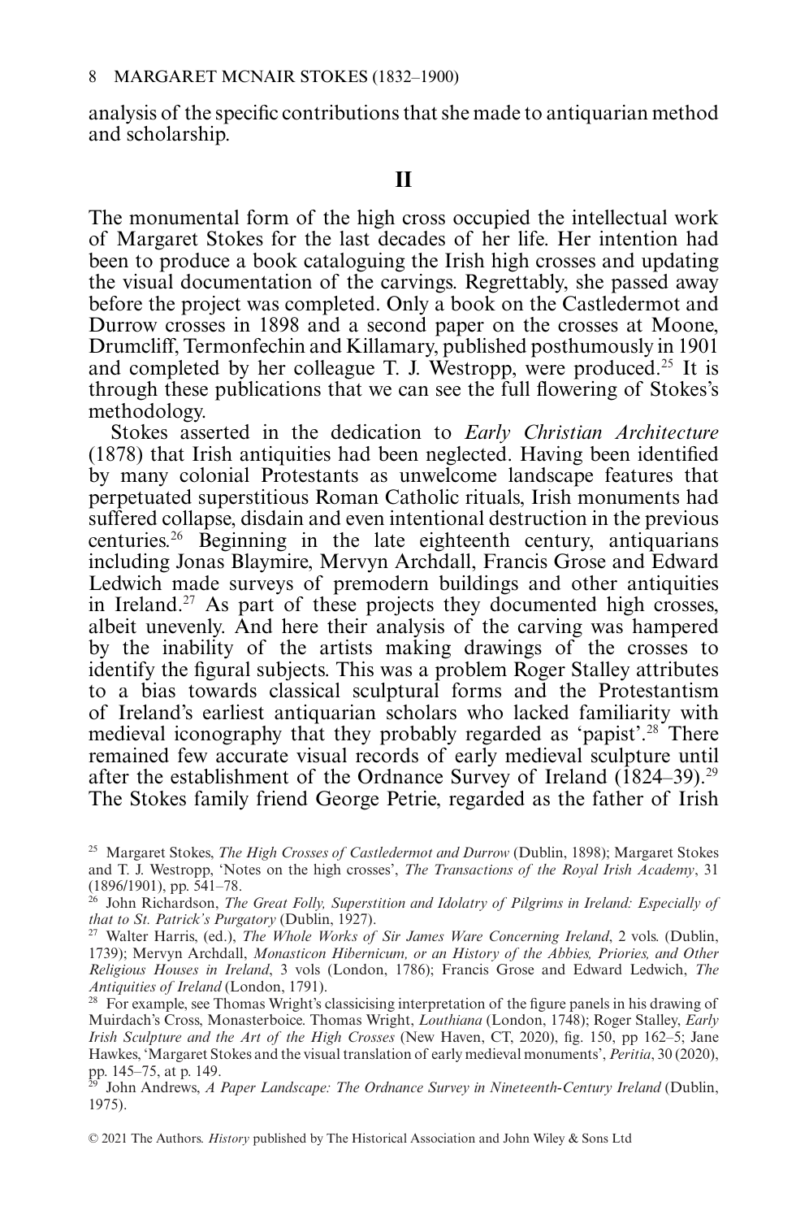analysis of the specific contributions that she made to antiquarian method and scholarship.

## II

The monumental form of the high cross occupied the intellectual work of Margaret Stokes for the last decades of her life. Her intention had been to produce a book cataloguing the Irish high crosses and updating the visual documentation of the carvings. Regrettably, she passed away before the project was completed. Only a book on the Castledermot and Durrow crosses in 1898 and a second paper on the crosses at Moone, Drumcliff, Termonfechin and Killamary, published posthumously in 1901 and completed by her colleague T. J. Westropp, were produced.[25] It is through these publications that we can see the full flowering of Stokes's methodology.

Stokes asserted in the dedication to *Early Christian Architecture* (1878) that Irish antiquities had been neglected. Having been identified by many colonial Protestants as unwelcome landscape features that perpetuated superstitious Roman Catholic rituals, Irish monuments had suffered collapse, disdain and even intentional destruction in the previous centuries.[26] Beginning in the late eighteenth century, antiquarians including Jonas Blaymire, Mervyn Archdall, Francis Grose and Edward Ledwich made surveys of premodern buildings and other antiquities in Ireland.[27] As part of these projects they documented high crosses, albeit unevenly. And here their analysis of the carving was hampered by the inability of the artists making drawings of the crosses to identify the figural subjects. This was a problem Roger Stalley attributes to a bias towards classical sculptural forms and the Protestantism of Ireland's earliest antiquarian scholars who lacked familiarity with medieval iconography that they probably regarded as 'papist'.[28] There remained few accurate visual records of early medieval sculpture until after the establishment of the Ordnance Survey of Ireland (1824–39).[29] The Stokes family friend George Petrie, regarded as the father of Irish

---

[25] Margaret Stokes, *The High Crosses of Castledermot and Durrow* (Dublin, 1898); Margaret Stokes and T. J. Westropp, 'Notes on the high crosses', *The Transactions of the Royal Irish Academy*, 31 (1896/1901), pp. 541–78.

[26] John Richardson, *The Great Folly, Superstition and Idolatry of Pilgrims in Ireland: Especially of that to St. Patrick's Purgatory* (Dublin, 1927).

[27] Walter Harris, (ed.), *The Whole Works of Sir James Ware Concerning Ireland*, 2 vols. (Dublin, 1739); Mervyn Archdall, *Monasticon Hibernicum, or an History of the Abbies, Priories, and Other Religious Houses in Ireland*, 3 vols (London, 1786); Francis Grose and Edward Ledwich, *The Antiquities of Ireland* (London, 1791).

[28] For example, see Thomas Wright's classicising interpretation of the figure panels in his drawing of Muirdach's Cross, Monasterboice. Thomas Wright, *Louthiana* (London, 1748); Roger Stalley, *Early Irish Sculpture and the Art of the High Crosses* (New Haven, CT, 2020), fig. 150, pp 162–5; Jane Hawkes, 'Margaret Stokes and the visual translation of early medieval monuments', *Peritia*, 30 (2020), pp. 145–75, at p. 149.

[29] John Andrews, *A Paper Landscape: The Ordnance Survey in Nineteenth-Century Ireland* (Dublin, 1975).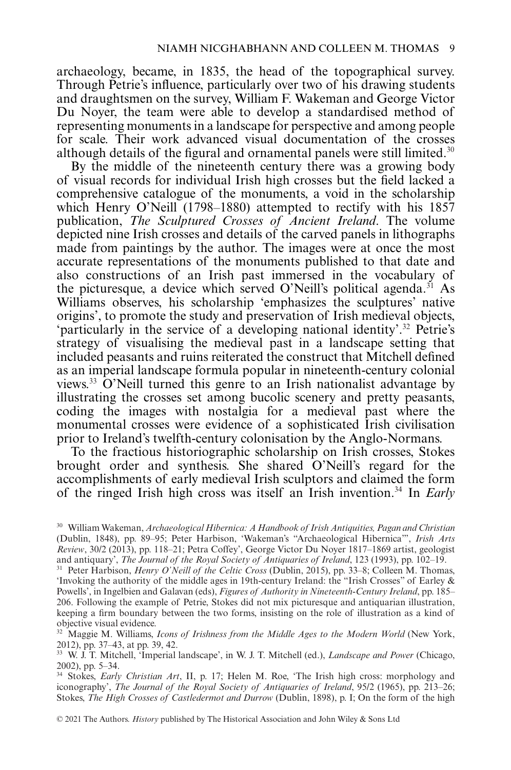archaeology, became, in 1835, the head of the topographical survey. Through Petrie's influence, particularly over two of his drawing students and draughtsmen on the survey, William F. Wakeman and George Victor Du Noyer, the team were able to develop a standardised method of representing monuments in a landscape for perspective and among people for scale. Their work advanced visual documentation of the crosses although details of the figural and ornamental panels were still limited.[30]

By the middle of the nineteenth century there was a growing body of visual records for individual Irish high crosses but the field lacked a comprehensive catalogue of the monuments, a void in the scholarship which Henry O'Neill (1798–1880) attempted to rectify with his 1857 publication, *The Sculptured Crosses of Ancient Ireland*. The volume depicted nine Irish crosses and details of the carved panels in lithographs made from paintings by the author. The images were at once the most accurate representations of the monuments published to that date and also constructions of an Irish past immersed in the vocabulary of the picturesque, a device which served O'Neill's political agenda.[31] As Williams observes, his scholarship 'emphasizes the sculptures' native origins', to promote the study and preservation of Irish medieval objects, 'particularly in the service of a developing national identity'.[32] Petrie's strategy of visualising the medieval past in a landscape setting that included peasants and ruins reiterated the construct that Mitchell defined as an imperial landscape formula popular in nineteenth-century colonial views.[33] O'Neill turned this genre to an Irish nationalist advantage by illustrating the crosses set among bucolic scenery and pretty peasants, coding the images with nostalgia for a medieval past where the monumental crosses were evidence of a sophisticated Irish civilisation prior to Ireland's twelfth-century colonisation by the Anglo-Normans.

To the fractious historiographic scholarship on Irish crosses, Stokes brought order and synthesis. She shared O'Neill's regard for the accomplishments of early medieval Irish sculptors and claimed the form of the ringed Irish high cross was itself an Irish invention.[34] In *Early*

---

[30] William Wakeman, *Archaeological Hibernica: A Handbook of Irish Antiquities, Pagan and Christian* (Dublin, 1848), pp. 89–95; Peter Harbison, 'Wakeman's "Archaeological Hibernica"', *Irish Arts Review*, 30/2 (2013), pp. 118–21; Petra Coffey', George Victor Du Noyer 1817–1869 artist, geologist and antiquary', *The Journal of the Royal Society of Antiquaries of Ireland*, 123 (1993), pp. 102–19.

[31] Peter Harbison, *Henry O'Neill of the Celtic Cross* (Dublin, 2015), pp. 33–8; Colleen M. Thomas, 'Invoking the authority of the middle ages in 19th-century Ireland: the "Irish Crosses" of Earley & Powells', in Ingelbien and Galavan (eds), *Figures of Authority in Nineteenth-Century Ireland*, pp. 185–206. Following the example of Petrie, Stokes did not mix picturesque and antiquarian illustration, keeping a firm boundary between the two forms, insisting on the role of illustration as a kind of objective visual evidence.

[32] Maggie M. Williams, *Icons of Irishness from the Middle Ages to the Modern World* (New York, 2012), pp. 37–43, at pp. 39, 42.

[33] W. J. T. Mitchell, 'Imperial landscape', in W. J. T. Mitchell (ed.), *Landscape and Power* (Chicago, 2002), pp. 5–34.

[34] Stokes, *Early Christian Art*, II, p. 17; Helen M. Roe, 'The Irish high cross: morphology and iconography', *The Journal of the Royal Society of Antiquaries of Ireland*, 95/2 (1965), pp. 213–26; Stokes, *The High Crosses of Castledermot and Durrow* (Dublin, 1898), p. I; On the form of the high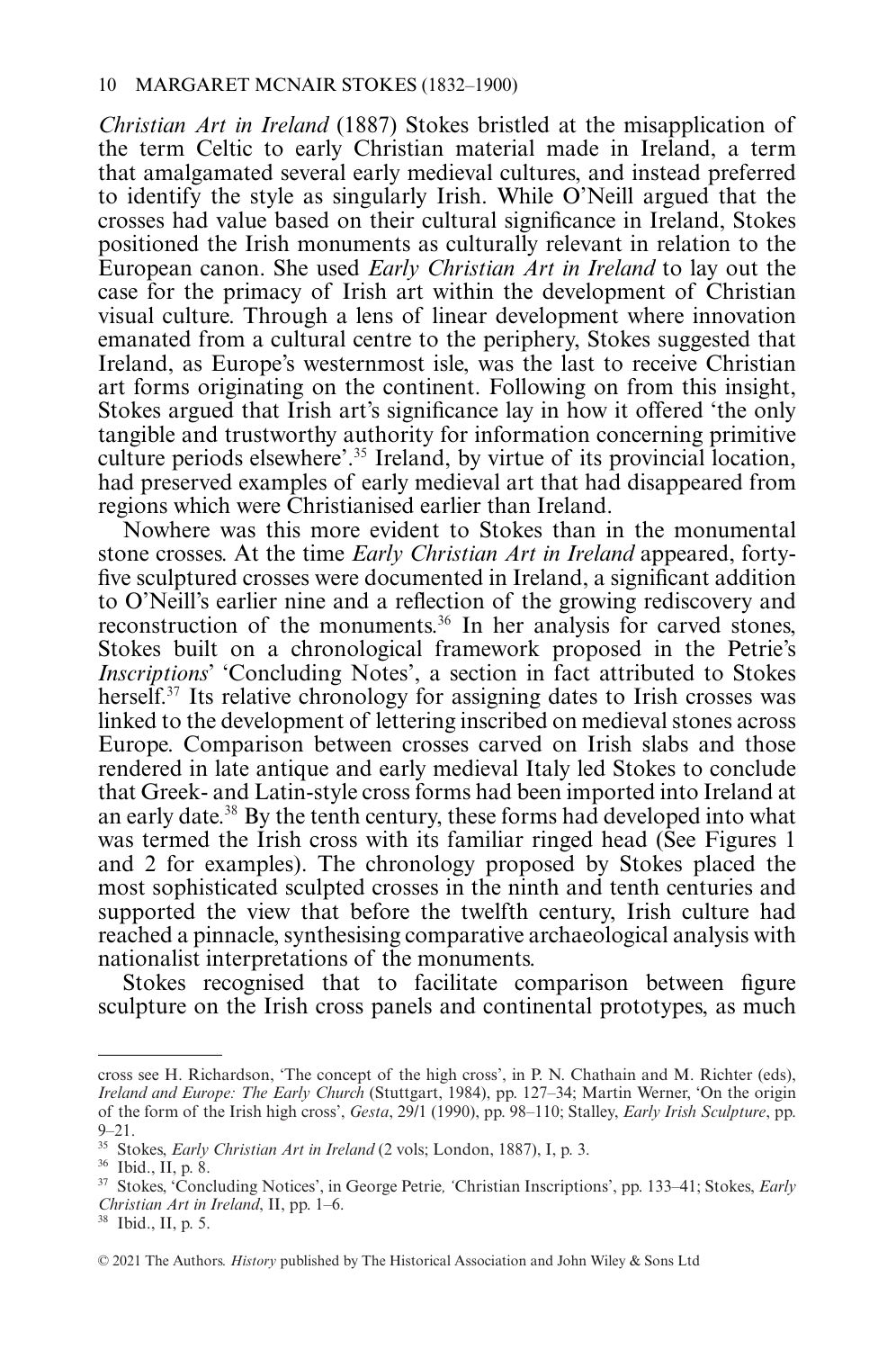*Christian Art in Ireland* (1887) Stokes bristled at the misapplication of the term Celtic to early Christian material made in Ireland, a term that amalgamated several early medieval cultures, and instead preferred to identify the style as singularly Irish. While O'Neill argued that the crosses had value based on their cultural significance in Ireland, Stokes positioned the Irish monuments as culturally relevant in relation to the European canon. She used *Early Christian Art in Ireland* to lay out the case for the primacy of Irish art within the development of Christian visual culture. Through a lens of linear development where innovation emanated from a cultural centre to the periphery, Stokes suggested that Ireland, as Europe's westernmost isle, was the last to receive Christian art forms originating on the continent. Following on from this insight, Stokes argued that Irish art's significance lay in how it offered 'the only tangible and trustworthy authority for information concerning primitive culture periods elsewhere'.[35] Ireland, by virtue of its provincial location, had preserved examples of early medieval art that had disappeared from regions which were Christianised earlier than Ireland.

Nowhere was this more evident to Stokes than in the monumental stone crosses. At the time *Early Christian Art in Ireland* appeared, forty-five sculptured crosses were documented in Ireland, a significant addition to O'Neill's earlier nine and a reflection of the growing rediscovery and reconstruction of the monuments.[36] In her analysis for carved stones, Stokes built on a chronological framework proposed in the Petrie's *Inscriptions*' 'Concluding Notes', a section in fact attributed to Stokes herself.[37] Its relative chronology for assigning dates to Irish crosses was linked to the development of lettering inscribed on medieval stones across Europe. Comparison between crosses carved on Irish slabs and those rendered in late antique and early medieval Italy led Stokes to conclude that Greek- and Latin-style cross forms had been imported into Ireland at an early date.[38] By the tenth century, these forms had developed into what was termed the Irish cross with its familiar ringed head (See Figures 1 and 2 for examples). The chronology proposed by Stokes placed the most sophisticated sculpted crosses in the ninth and tenth centuries and supported the view that before the twelfth century, Irish culture had reached a pinnacle, synthesising comparative archaeological analysis with nationalist interpretations of the monuments.

Stokes recognised that to facilitate comparison between figure sculpture on the Irish cross panels and continental prototypes, as much

---

cross see H. Richardson, 'The concept of the high cross', in P. N. Chathain and M. Richter (eds), *Ireland and Europe: The Early Church* (Stuttgart, 1984), pp. 127–34; Martin Werner, 'On the origin of the form of the Irish high cross', *Gesta*, 29/1 (1990), pp. 98–110; Stalley, *Early Irish Sculpture*, pp. 9–21.

[35] Stokes, *Early Christian Art in Ireland* (2 vols; London, 1887), I, p. 3.

[36] Ibid., II, p. 8.

[37] Stokes, 'Concluding Notices', in George Petrie, 'Christian Inscriptions', pp. 133–41; Stokes, *Early Christian Art in Ireland*, II, pp. 1–6.

[38] Ibid., II, p. 5.

© 2021 The Authors. *History* published by The Historical Association and John Wiley & Sons Ltd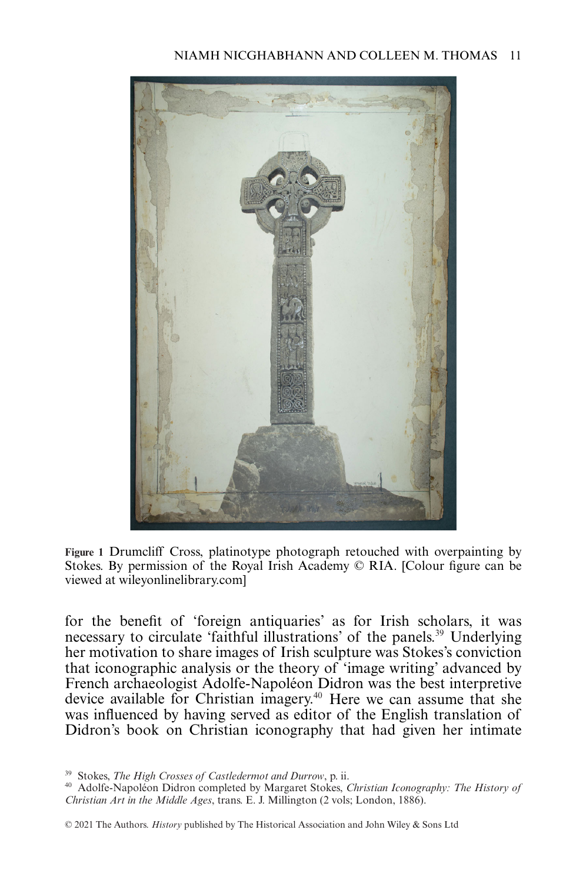Figure 1 Drumcliff Cross, platinotype photograph retouched with overpainting by Stokes. By permission of the Royal Irish Academy © RIA. [Colour figure can be viewed at wileyonlinelibrary.com]

for the benefit of 'foreign antiquaries' as for Irish scholars, it was necessary to circulate 'faithful illustrations' of the panels.[39] Underlying her motivation to share images of Irish sculpture was Stokes's conviction that iconographic analysis or the theory of 'image writing' advanced by French archaeologist Adolfe-Napoléon Didron was the best interpretive device available for Christian imagery.[40] Here we can assume that she was influenced by having served as editor of the English translation of Didron's book on Christian iconography that had given her intimate

[39] Stokes, *The High Crosses of Castledermot and Durrow*, p. ii.

[40] Adolfe-Napoléon Didron completed by Margaret Stokes, *Christian Iconography: The History of Christian Art in the Middle Ages*, trans. E. J. Millington (2 vols; London, 1886).

© 2021 The Authors. *History* published by The Historical Association and John Wiley & Sons Ltd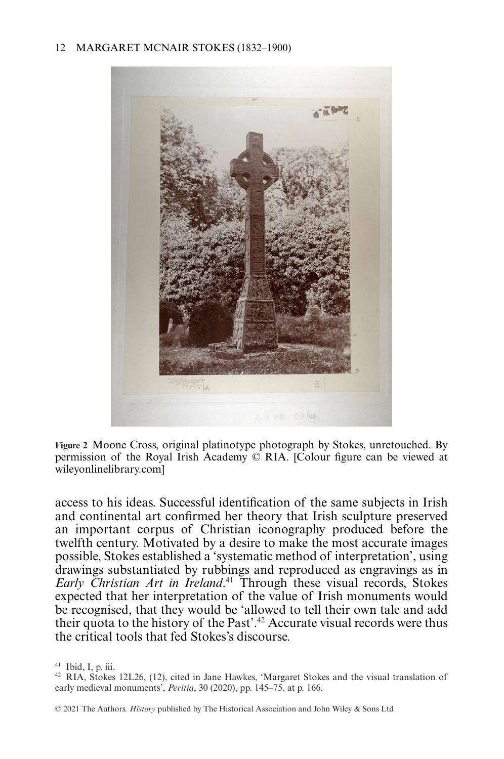**Figure 2** Moone Cross, original platinotype photograph by Stokes, unretouched. By permission of the Royal Irish Academy © RIA. [Colour figure can be viewed at wileyonlinelibrary.com]

access to his ideas. Successful identification of the same subjects in Irish and continental art confirmed her theory that Irish sculpture preserved an important corpus of Christian iconography produced before the twelfth century. Motivated by a desire to make the most accurate images possible, Stokes established a 'systematic method of interpretation', using drawings substantiated by rubbings and reproduced as engravings as in *Early Christian Art in Ireland*.[41] Through these visual records, Stokes expected that her interpretation of the value of Irish monuments would be recognised, that they would be 'allowed to tell their own tale and add their quota to the history of the Past'.[42] Accurate visual records were thus the critical tools that fed Stokes's discourse.

[41] Ibid, I, p. iii.

[42] RIA, Stokes 12L26, (12), cited in Jane Hawkes, 'Margaret Stokes and the visual translation of early medieval monuments', *Peritia*, 30 (2020), pp. 145–75, at p. 166.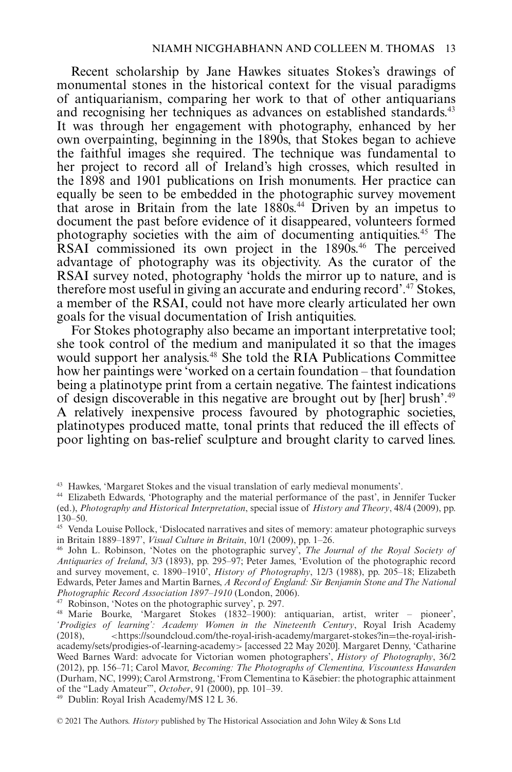Recent scholarship by Jane Hawkes situates Stokes's drawings of monumental stones in the historical context for the visual paradigms of antiquarianism, comparing her work to that of other antiquarians and recognising her techniques as advances on established standards.[43] It was through her engagement with photography, enhanced by her own overpainting, beginning in the 1890s, that Stokes began to achieve the faithful images she required. The technique was fundamental to her project to record all of Ireland's high crosses, which resulted in the 1898 and 1901 publications on Irish monuments. Her practice can equally be seen to be embedded in the photographic survey movement that arose in Britain from the late 1880s.[44] Driven by an impetus to document the past before evidence of it disappeared, volunteers formed photography societies with the aim of documenting antiquities.[45] The RSAI commissioned its own project in the 1890s.[46] The perceived advantage of photography was its objectivity. As the curator of the RSAI survey noted, photography 'holds the mirror up to nature, and is therefore most useful in giving an accurate and enduring record'.[47] Stokes, a member of the RSAI, could not have more clearly articulated her own goals for the visual documentation of Irish antiquities.

For Stokes photography also became an important interpretative tool; she took control of the medium and manipulated it so that the images would support her analysis.[48] She told the RIA Publications Committee how her paintings were 'worked on a certain foundation – that foundation being a platinotype print from a certain negative. The faintest indications of design discoverable in this negative are brought out by [her] brush'.[49] A relatively inexpensive process favoured by photographic societies, platinotypes produced matte, tonal prints that reduced the ill effects of poor lighting on bas-relief sculpture and brought clarity to carved lines.

---

[43] Hawkes, 'Margaret Stokes and the visual translation of early medieval monuments'.

[44] Elizabeth Edwards, 'Photography and the material performance of the past', in Jennifer Tucker (ed.), *Photography and Historical Interpretation*, special issue of *History and Theory*, 48/4 (2009), pp. 130–50.

[45] Venda Louise Pollock, 'Dislocated narratives and sites of memory: amateur photographic surveys in Britain 1889–1897', *Visual Culture in Britain*, 10/1 (2009), pp. 1–26.

[46] John L. Robinson, 'Notes on the photographic survey', *The Journal of the Royal Society of Antiquaries of Ireland*, 3/3 (1893), pp. 295–97; Peter James, 'Evolution of the photographic record and survey movement, c. 1890–1910', *History of Photography*, 12/3 (1988), pp. 205–18; Elizabeth Edwards, Peter James and Martin Barnes, *A Record of England: Sir Benjamin Stone and The National Photographic Record Association 1897–1910* (London, 2006).

[47] Robinson, 'Notes on the photographic survey', p. 297.

[48] Marie Bourke, 'Margaret Stokes (1832–1900): antiquarian, artist, writer – pioneer', *'Prodigies of learning': Academy Women in the Nineteenth Century*, Royal Irish Academy (2018), <https://soundcloud.com/the-royal-irish-academy/margaret-stokes?in=the-royal-irish-academy/sets/prodigies-of-learning-academy> [accessed 22 May 2020]. Margaret Denny, 'Catharine Weed Barnes Ward: advocate for Victorian women photographers', *History of Photography*, 36/2 (2012), pp. 156–71; Carol Mavor, *Becoming: The Photographs of Clementina, Viscountess Hawarden* (Durham, NC, 1999); Carol Armstrong, 'From Clementina to Käsebier: the photographic attainment of the "Lady Amateur"', *October*, 91 (2000), pp. 101–39.

[49] Dublin: Royal Irish Academy/MS 12 L 36.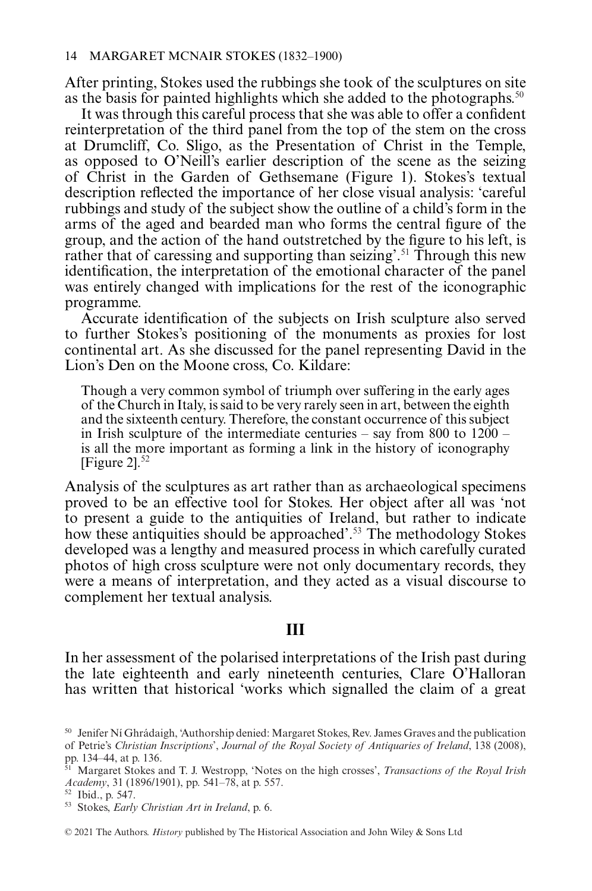After printing, Stokes used the rubbings she took of the sculptures on site as the basis for painted highlights which she added to the photographs.[50]

It was through this careful process that she was able to offer a confident reinterpretation of the third panel from the top of the stem on the cross at Drumcliff, Co. Sligo, as the Presentation of Christ in the Temple, as opposed to O'Neill's earlier description of the scene as the seizing of Christ in the Garden of Gethsemane (Figure 1). Stokes's textual description reflected the importance of her close visual analysis: 'careful rubbings and study of the subject show the outline of a child's form in the arms of the aged and bearded man who forms the central figure of the group, and the action of the hand outstretched by the figure to his left, is rather that of caressing and supporting than seizing'.[51] Through this new identification, the interpretation of the emotional character of the panel was entirely changed with implications for the rest of the iconographic programme.

Accurate identification of the subjects on Irish sculpture also served to further Stokes's positioning of the monuments as proxies for lost continental art. As she discussed for the panel representing David in the Lion's Den on the Moone cross, Co. Kildare:

> Though a very common symbol of triumph over suffering in the early ages of the Church in Italy, is said to be very rarely seen in art, between the eighth and the sixteenth century. Therefore, the constant occurrence of this subject in Irish sculpture of the intermediate centuries – say from 800 to 1200 – is all the more important as forming a link in the history of iconography [Figure 2].[52]

Analysis of the sculptures as art rather than as archaeological specimens proved to be an effective tool for Stokes. Her object after all was 'not to present a guide to the antiquities of Ireland, but rather to indicate how these antiquities should be approached'.[53] The methodology Stokes developed was a lengthy and measured process in which carefully curated photos of high cross sculpture were not only documentary records, they were a means of interpretation, and they acted as a visual discourse to complement her textual analysis.

## III

In her assessment of the polarised interpretations of the Irish past during the late eighteenth and early nineteenth centuries, Clare O'Halloran has written that historical 'works which signalled the claim of a great

---

[50] Jenifer Ní Ghrádaigh, 'Authorship denied: Margaret Stokes, Rev. James Graves and the publication of Petrie's *Christian Inscriptions*', *Journal of the Royal Society of Antiquaries of Ireland*, 138 (2008), pp. 134–44, at p. 136.

[51] Margaret Stokes and T. J. Westropp, 'Notes on the high crosses', *Transactions of the Royal Irish Academy*, 31 (1896/1901), pp. 541–78, at p. 557.

[52] Ibid., p. 547.

[53] Stokes, *Early Christian Art in Ireland*, p. 6.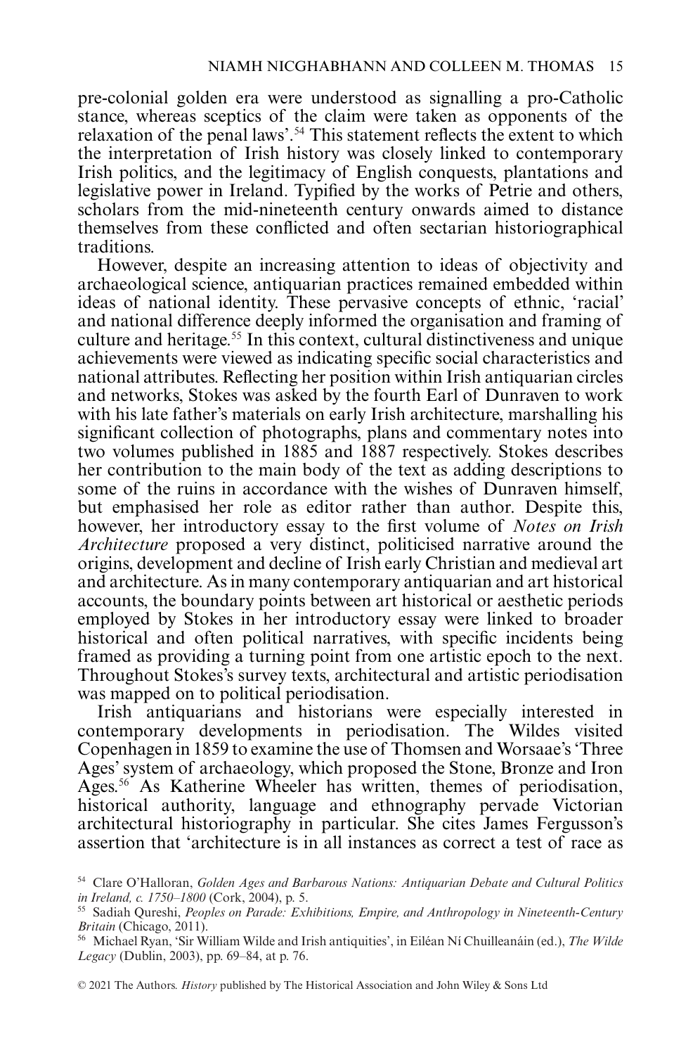pre-colonial golden era were understood as signalling a pro-Catholic stance, whereas sceptics of the claim were taken as opponents of the relaxation of the penal laws'.[54] This statement reflects the extent to which the interpretation of Irish history was closely linked to contemporary Irish politics, and the legitimacy of English conquests, plantations and legislative power in Ireland. Typified by the works of Petrie and others, scholars from the mid-nineteenth century onwards aimed to distance themselves from these conflicted and often sectarian historiographical traditions.

However, despite an increasing attention to ideas of objectivity and archaeological science, antiquarian practices remained embedded within ideas of national identity. These pervasive concepts of ethnic, 'racial' and national difference deeply informed the organisation and framing of culture and heritage.[55] In this context, cultural distinctiveness and unique achievements were viewed as indicating specific social characteristics and national attributes. Reflecting her position within Irish antiquarian circles and networks, Stokes was asked by the fourth Earl of Dunraven to work with his late father's materials on early Irish architecture, marshalling his significant collection of photographs, plans and commentary notes into two volumes published in 1885 and 1887 respectively. Stokes describes her contribution to the main body of the text as adding descriptions to some of the ruins in accordance with the wishes of Dunraven himself, but emphasised her role as editor rather than author. Despite this, however, her introductory essay to the first volume of *Notes on Irish Architecture* proposed a very distinct, politicised narrative around the origins, development and decline of Irish early Christian and medieval art and architecture. As in many contemporary antiquarian and art historical accounts, the boundary points between art historical or aesthetic periods employed by Stokes in her introductory essay were linked to broader historical and often political narratives, with specific incidents being framed as providing a turning point from one artistic epoch to the next. Throughout Stokes's survey texts, architectural and artistic periodisation was mapped on to political periodisation.

Irish antiquarians and historians were especially interested in contemporary developments in periodisation. The Wildes visited Copenhagen in 1859 to examine the use of Thomsen and Worsaae's 'Three Ages' system of archaeology, which proposed the Stone, Bronze and Iron Ages.[56] As Katherine Wheeler has written, themes of periodisation, historical authority, language and ethnography pervade Victorian architectural historiography in particular. She cites James Fergusson's assertion that 'architecture is in all instances as correct a test of race as

---

[54] Clare O'Halloran, *Golden Ages and Barbarous Nations: Antiquarian Debate and Cultural Politics in Ireland, c. 1750–1800* (Cork, 2004), p. 5.

[55] Sadiah Qureshi, *Peoples on Parade: Exhibitions, Empire, and Anthropology in Nineteenth-Century Britain* (Chicago, 2011).

[56] Michael Ryan, 'Sir William Wilde and Irish antiquities', in Eiléan Ní Chuilleanáin (ed.), *The Wilde Legacy* (Dublin, 2003), pp. 69–84, at p. 76.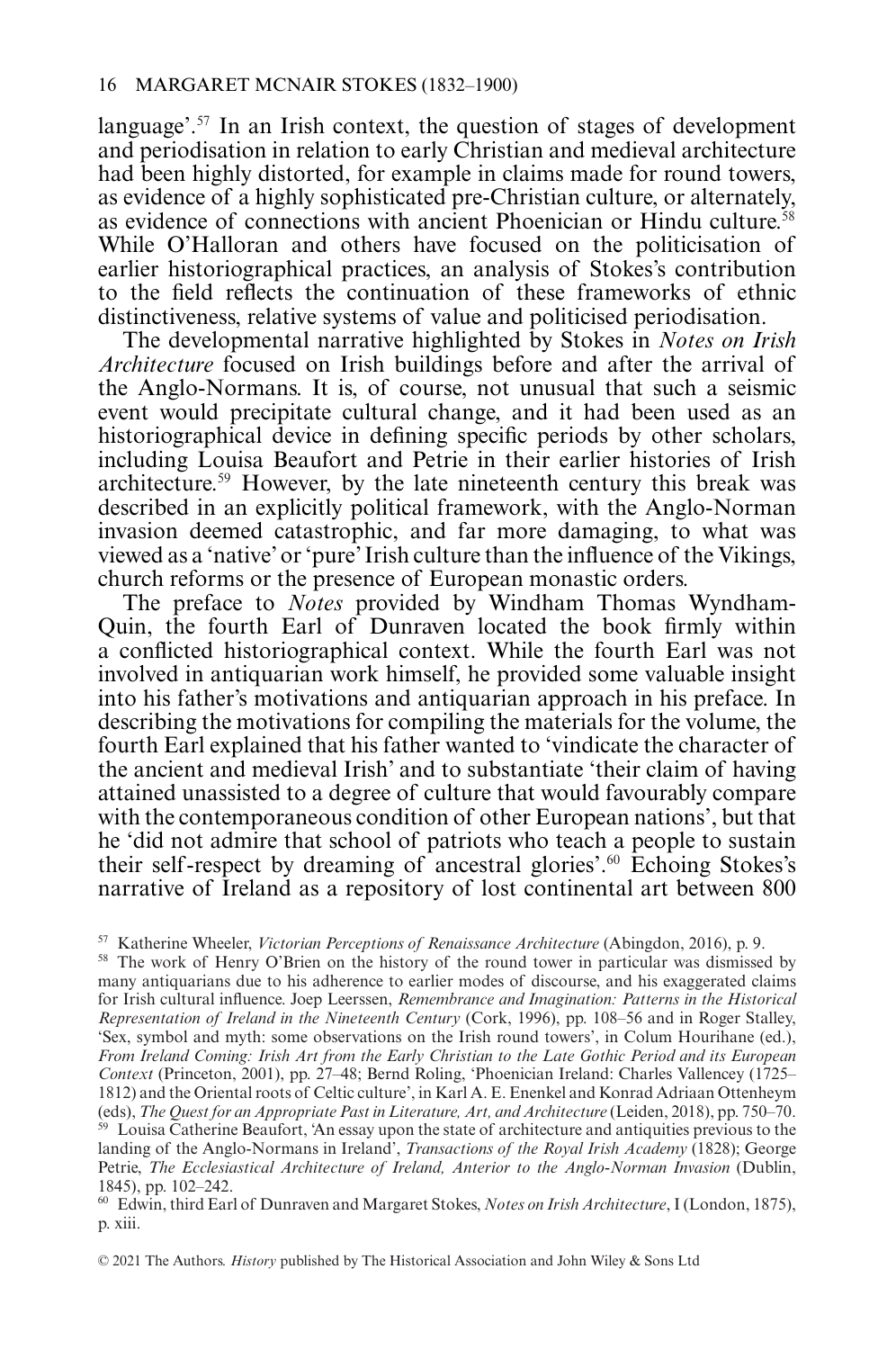language'.[57] In an Irish context, the question of stages of development and periodisation in relation to early Christian and medieval architecture had been highly distorted, for example in claims made for round towers, as evidence of a highly sophisticated pre-Christian culture, or alternately, as evidence of connections with ancient Phoenician or Hindu culture.[58] While O'Halloran and others have focused on the politicisation of earlier historiographical practices, an analysis of Stokes's contribution to the field reflects the continuation of these frameworks of ethnic distinctiveness, relative systems of value and politicised periodisation.

The developmental narrative highlighted by Stokes in *Notes on Irish Architecture* focused on Irish buildings before and after the arrival of the Anglo-Normans. It is, of course, not unusual that such a seismic event would precipitate cultural change, and it had been used as an historiographical device in defining specific periods by other scholars, including Louisa Beaufort and Petrie in their earlier histories of Irish architecture.[59] However, by the late nineteenth century this break was described in an explicitly political framework, with the Anglo-Norman invasion deemed catastrophic, and far more damaging, to what was viewed as a 'native' or 'pure' Irish culture than the influence of the Vikings, church reforms or the presence of European monastic orders.

The preface to *Notes* provided by Windham Thomas Wyndham-Quin, the fourth Earl of Dunraven located the book firmly within a conflicted historiographical context. While the fourth Earl was not involved in antiquarian work himself, he provided some valuable insight into his father's motivations and antiquarian approach in his preface. In describing the motivations for compiling the materials for the volume, the fourth Earl explained that his father wanted to 'vindicate the character of the ancient and medieval Irish' and to substantiate 'their claim of having attained unassisted to a degree of culture that would favourably compare with the contemporaneous condition of other European nations', but that he 'did not admire that school of patriots who teach a people to sustain their self-respect by dreaming of ancestral glories'.[60] Echoing Stokes's narrative of Ireland as a repository of lost continental art between 800

[57] Katherine Wheeler, *Victorian Perceptions of Renaissance Architecture* (Abingdon, 2016), p. 9.

[58] The work of Henry O'Brien on the history of the round tower in particular was dismissed by many antiquarians due to his adherence to earlier modes of discourse, and his exaggerated claims for Irish cultural influence. Joep Leerssen, *Remembrance and Imagination: Patterns in the Historical Representation of Ireland in the Nineteenth Century* (Cork, 1996), pp. 108–56 and in Roger Stalley, 'Sex, symbol and myth: some observations on the Irish round towers', in Colum Hourihane (ed.), *From Ireland Coming: Irish Art from the Early Christian to the Late Gothic Period and its European Context* (Princeton, 2001), pp. 27–48; Bernd Roling, 'Phoenician Ireland: Charles Vallencey (1725–1812) and the Oriental roots of Celtic culture', in Karl A. E. Enenkel and Konrad Adriaan Ottenheym (eds), *The Quest for an Appropriate Past in Literature, Art, and Architecture* (Leiden, 2018), pp. 750–70.

[59] Louisa Catherine Beaufort, 'An essay upon the state of architecture and antiquities previous to the landing of the Anglo-Normans in Ireland', *Transactions of the Royal Irish Academy* (1828); George Petrie, *The Ecclesiastical Architecture of Ireland, Anterior to the Anglo-Norman Invasion* (Dublin, 1845), pp. 102–242.

[60] Edwin, third Earl of Dunraven and Margaret Stokes, *Notes on Irish Architecture*, I (London, 1875), p. xiii.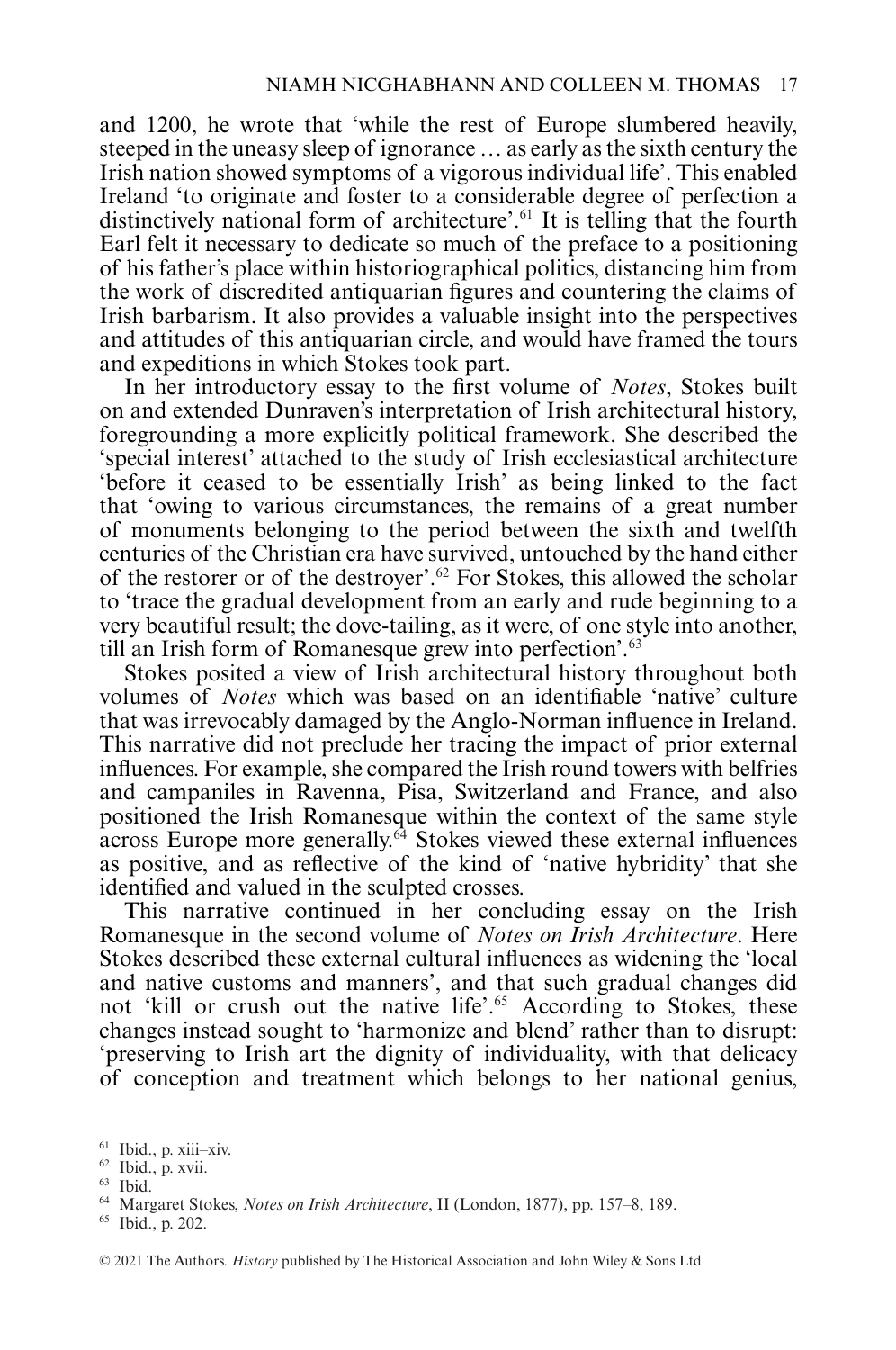and 1200, he wrote that 'while the rest of Europe slumbered heavily, steeped in the uneasy sleep of ignorance … as early as the sixth century the Irish nation showed symptoms of a vigorous individual life'. This enabled Ireland 'to originate and foster to a considerable degree of perfection a distinctively national form of architecture'.[61] It is telling that the fourth Earl felt it necessary to dedicate so much of the preface to a positioning of his father's place within historiographical politics, distancing him from the work of discredited antiquarian figures and countering the claims of Irish barbarism. It also provides a valuable insight into the perspectives and attitudes of this antiquarian circle, and would have framed the tours and expeditions in which Stokes took part.

In her introductory essay to the first volume of *Notes*, Stokes built on and extended Dunraven's interpretation of Irish architectural history, foregrounding a more explicitly political framework. She described the 'special interest' attached to the study of Irish ecclesiastical architecture 'before it ceased to be essentially Irish' as being linked to the fact that 'owing to various circumstances, the remains of a great number of monuments belonging to the period between the sixth and twelfth centuries of the Christian era have survived, untouched by the hand either of the restorer or of the destroyer'.[62] For Stokes, this allowed the scholar to 'trace the gradual development from an early and rude beginning to a very beautiful result; the dove-tailing, as it were, of one style into another, till an Irish form of Romanesque grew into perfection'.[63]

Stokes posited a view of Irish architectural history throughout both volumes of *Notes* which was based on an identifiable 'native' culture that was irrevocably damaged by the Anglo-Norman influence in Ireland. This narrative did not preclude her tracing the impact of prior external influences. For example, she compared the Irish round towers with belfries and campaniles in Ravenna, Pisa, Switzerland and France, and also positioned the Irish Romanesque within the context of the same style across Europe more generally.[64] Stokes viewed these external influences as positive, and as reflective of the kind of 'native hybridity' that she identified and valued in the sculpted crosses.

This narrative continued in her concluding essay on the Irish Romanesque in the second volume of *Notes on Irish Architecture*. Here Stokes described these external cultural influences as widening the 'local and native customs and manners', and that such gradual changes did not 'kill or crush out the native life'.[65] According to Stokes, these changes instead sought to 'harmonize and blend' rather than to disrupt: 'preserving to Irish art the dignity of individuality, with that delicacy of conception and treatment which belongs to her national genius,

[61] Ibid., p. xiii–xiv.

[62] Ibid., p. xvii.

[63] Ibid.

[64] Margaret Stokes, *Notes on Irish Architecture*, II (London, 1877), pp. 157–8, 189.

[65] Ibid., p. 202.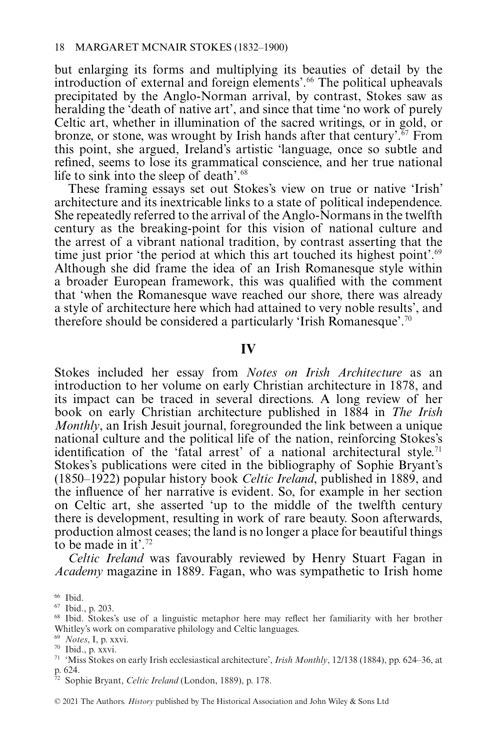but enlarging its forms and multiplying its beauties of detail by the introduction of external and foreign elements'.[66] The political upheavals precipitated by the Anglo-Norman arrival, by contrast, Stokes saw as heralding the 'death of native art', and since that time 'no work of purely Celtic art, whether in illumination of the sacred writings, or in gold, or bronze, or stone, was wrought by Irish hands after that century'.[67] From this point, she argued, Ireland's artistic 'language, once so subtle and refined, seems to lose its grammatical conscience, and her true national life to sink into the sleep of death'.[68]

These framing essays set out Stokes's view on true or native 'Irish' architecture and its inextricable links to a state of political independence. She repeatedly referred to the arrival of the Anglo-Normans in the twelfth century as the breaking-point for this vision of national culture and the arrest of a vibrant national tradition, by contrast asserting that the time just prior 'the period at which this art touched its highest point'.[69] Although she did frame the idea of an Irish Romanesque style within a broader European framework, this was qualified with the comment that 'when the Romanesque wave reached our shore, there was already a style of architecture here which had attained to very noble results', and therefore should be considered a particularly 'Irish Romanesque'.[70]

## IV

Stokes included her essay from *Notes on Irish Architecture* as an introduction to her volume on early Christian architecture in 1878, and its impact can be traced in several directions. A long review of her book on early Christian architecture published in 1884 in *The Irish Monthly*, an Irish Jesuit journal, foregrounded the link between a unique national culture and the political life of the nation, reinforcing Stokes's identification of the 'fatal arrest' of a national architectural style.[71] Stokes's publications were cited in the bibliography of Sophie Bryant's (1850–1922) popular history book *Celtic Ireland*, published in 1889, and the influence of her narrative is evident. So, for example in her section on Celtic art, she asserted 'up to the middle of the twelfth century there is development, resulting in work of rare beauty. Soon afterwards, production almost ceases; the land is no longer a place for beautiful things to be made in it'.[72]

*Celtic Ireland* was favourably reviewed by Henry Stuart Fagan in *Academy* magazine in 1889. Fagan, who was sympathetic to Irish home

[66] Ibid.

[67] Ibid., p. 203.

[68] Ibid. Stokes's use of a linguistic metaphor here may reflect her familiarity with her brother Whitley's work on comparative philology and Celtic languages.

[69] *Notes*, I, p. xxvi.

[70] Ibid., p. xxvi.

[71] 'Miss Stokes on early Irish ecclesiastical architecture', *Irish Monthly*, 12/138 (1884), pp. 624–36, at p. 624.

[72] Sophie Bryant, *Celtic Ireland* (London, 1889), p. 178.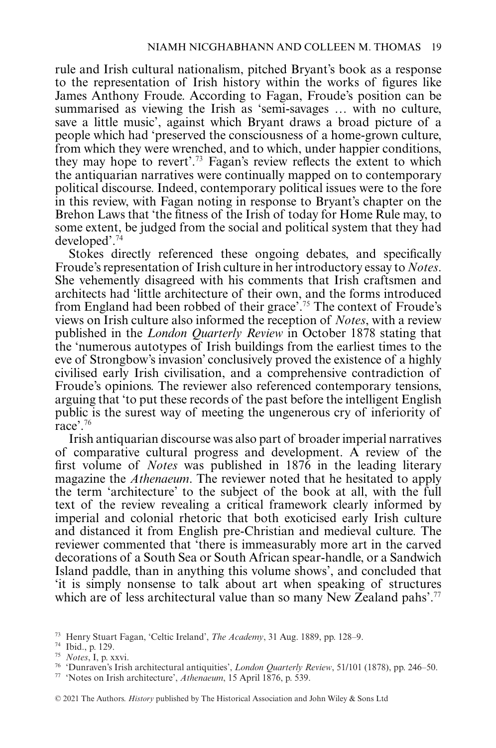rule and Irish cultural nationalism, pitched Bryant's book as a response to the representation of Irish history within the works of figures like James Anthony Froude. According to Fagan, Froude's position can be summarised as viewing the Irish as 'semi-savages … with no culture, save a little music', against which Bryant draws a broad picture of a people which had 'preserved the consciousness of a home-grown culture, from which they were wrenched, and to which, under happier conditions, they may hope to revert'.[73] Fagan's review reflects the extent to which the antiquarian narratives were continually mapped on to contemporary political discourse. Indeed, contemporary political issues were to the fore in this review, with Fagan noting in response to Bryant's chapter on the Brehon Laws that 'the fitness of the Irish of today for Home Rule may, to some extent, be judged from the social and political system that they had developed'.[74]

Stokes directly referenced these ongoing debates, and specifically Froude's representation of Irish culture in her introductory essay to *Notes*. She vehemently disagreed with his comments that Irish craftsmen and architects had 'little architecture of their own, and the forms introduced from England had been robbed of their grace'.[75] The context of Froude's views on Irish culture also informed the reception of *Notes*, with a review published in the *London Quarterly Review* in October 1878 stating that the 'numerous autotypes of Irish buildings from the earliest times to the eve of Strongbow's invasion' conclusively proved the existence of a highly civilised early Irish civilisation, and a comprehensive contradiction of Froude's opinions. The reviewer also referenced contemporary tensions, arguing that 'to put these records of the past before the intelligent English public is the surest way of meeting the ungenerous cry of inferiority of race'.[76]

Irish antiquarian discourse was also part of broader imperial narratives of comparative cultural progress and development. A review of the first volume of *Notes* was published in 1876 in the leading literary magazine the *Athenaeum*. The reviewer noted that he hesitated to apply the term 'architecture' to the subject of the book at all, with the full text of the review revealing a critical framework clearly informed by imperial and colonial rhetoric that both exoticised early Irish culture and distanced it from English pre-Christian and medieval culture. The reviewer commented that 'there is immeasurably more art in the carved decorations of a South Sea or South African spear-handle, or a Sandwich Island paddle, than in anything this volume shows', and concluded that 'it is simply nonsense to talk about art when speaking of structures which are of less architectural value than so many New Zealand pahs'.[77]

---

[73] Henry Stuart Fagan, 'Celtic Ireland', *The Academy*, 31 Aug. 1889, pp. 128–9.

[74] Ibid., p. 129.

[75] *Notes*, I, p. xxvi.

[76] 'Dunraven's Irish architectural antiquities', *London Quarterly Review*, 51/101 (1878), pp. 246–50.

[77] 'Notes on Irish architecture', *Athenaeum*, 15 April 1876, p. 539.

© 2021 The Authors. *History* published by The Historical Association and John Wiley & Sons Ltd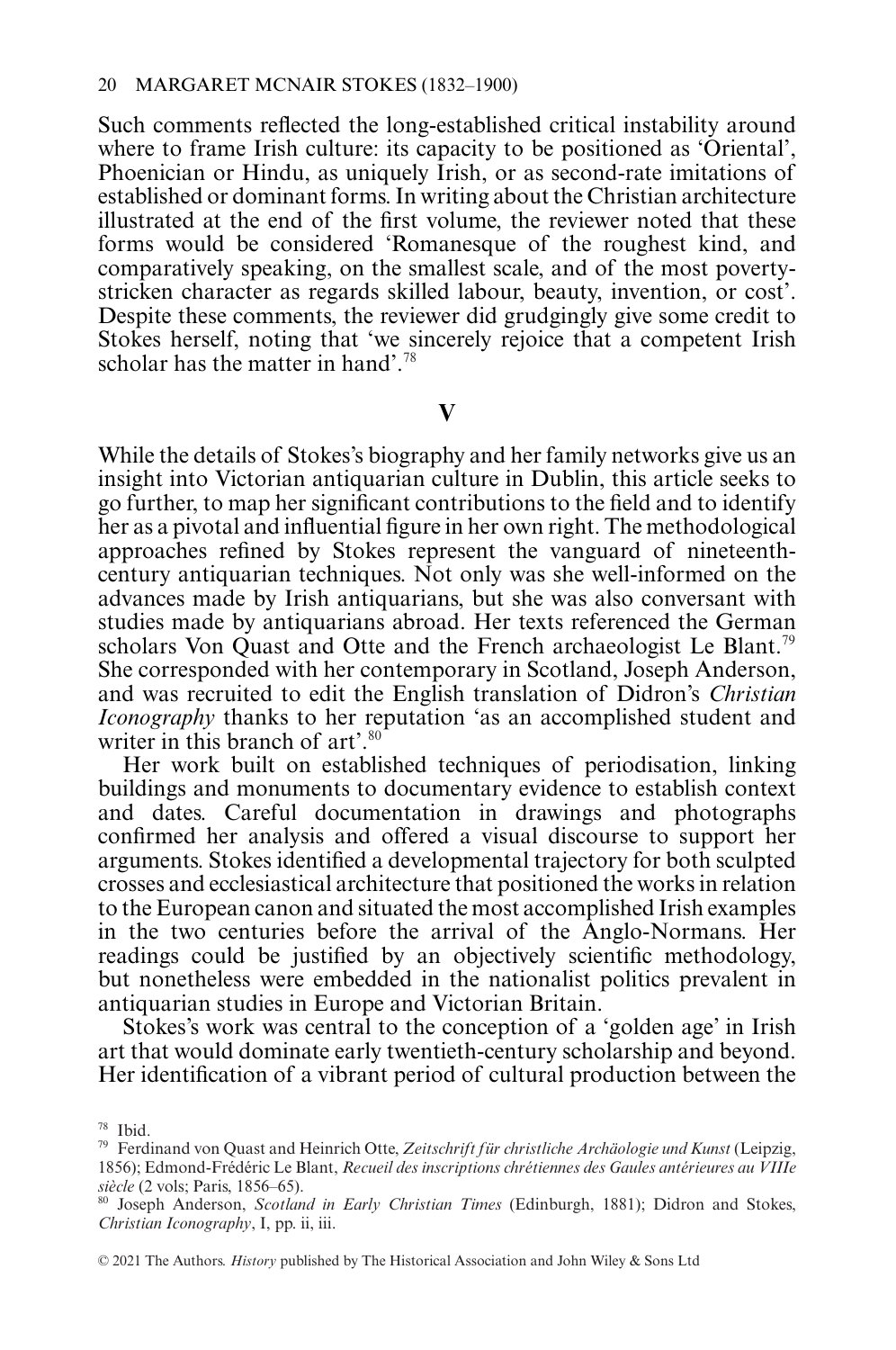Such comments reflected the long-established critical instability around where to frame Irish culture: its capacity to be positioned as 'Oriental', Phoenician or Hindu, as uniquely Irish, or as second-rate imitations of established or dominant forms. In writing about the Christian architecture illustrated at the end of the first volume, the reviewer noted that these forms would be considered 'Romanesque of the roughest kind, and comparatively speaking, on the smallest scale, and of the most poverty-stricken character as regards skilled labour, beauty, invention, or cost'. Despite these comments, the reviewer did grudgingly give some credit to Stokes herself, noting that 'we sincerely rejoice that a competent Irish scholar has the matter in hand'.[78]

## V

While the details of Stokes's biography and her family networks give us an insight into Victorian antiquarian culture in Dublin, this article seeks to go further, to map her significant contributions to the field and to identify her as a pivotal and influential figure in her own right. The methodological approaches refined by Stokes represent the vanguard of nineteenth-century antiquarian techniques. Not only was she well-informed on the advances made by Irish antiquarians, but she was also conversant with studies made by antiquarians abroad. Her texts referenced the German scholars Von Quast and Otte and the French archaeologist Le Blant.[79] She corresponded with her contemporary in Scotland, Joseph Anderson, and was recruited to edit the English translation of Didron's *Christian Iconography* thanks to her reputation 'as an accomplished student and writer in this branch of art'.[80]

Her work built on established techniques of periodisation, linking buildings and monuments to documentary evidence to establish context and dates. Careful documentation in drawings and photographs confirmed her analysis and offered a visual discourse to support her arguments. Stokes identified a developmental trajectory for both sculpted crosses and ecclesiastical architecture that positioned the works in relation to the European canon and situated the most accomplished Irish examples in the two centuries before the arrival of the Anglo-Normans. Her readings could be justified by an objectively scientific methodology, but nonetheless were embedded in the nationalist politics prevalent in antiquarian studies in Europe and Victorian Britain.

Stokes's work was central to the conception of a 'golden age' in Irish art that would dominate early twentieth-century scholarship and beyond. Her identification of a vibrant period of cultural production between the

[78] Ibid.

[79] Ferdinand von Quast and Heinrich Otte, *Zeitschrift für christliche Archäologie und Kunst* (Leipzig, 1856); Edmond-Frédéric Le Blant, *Recueil des inscriptions chrétiennes des Gaules antérieures au VIIIe siècle* (2 vols; Paris, 1856–65).

[80] Joseph Anderson, *Scotland in Early Christian Times* (Edinburgh, 1881); Didron and Stokes, *Christian Iconography*, I, pp. ii, iii.

© 2021 The Authors. *History* published by The Historical Association and John Wiley & Sons Ltd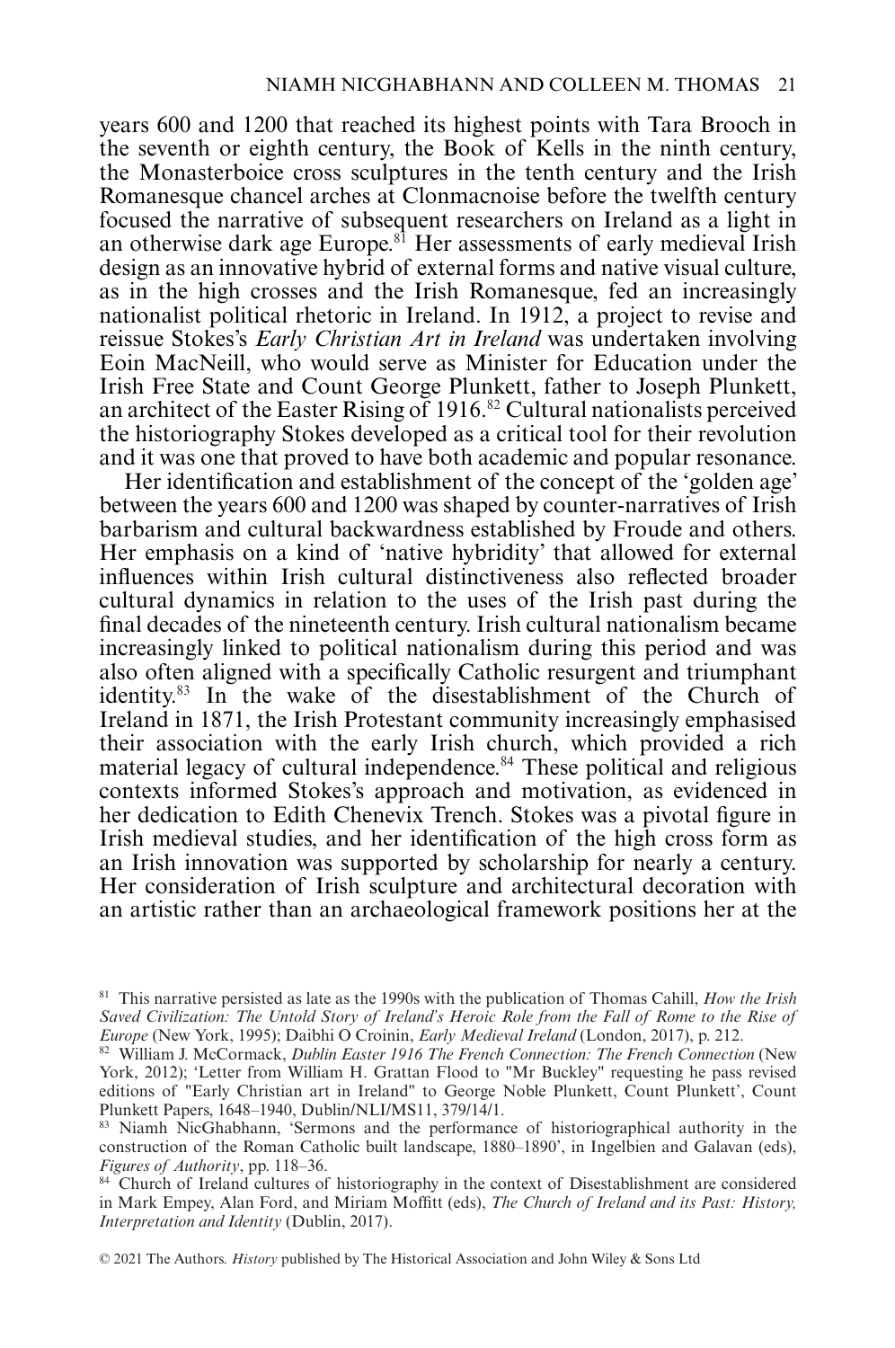years 600 and 1200 that reached its highest points with Tara Brooch in the seventh or eighth century, the Book of Kells in the ninth century, the Monasterboice cross sculptures in the tenth century and the Irish Romanesque chancel arches at Clonmacnoise before the twelfth century focused the narrative of subsequent researchers on Ireland as a light in an otherwise dark age Europe.[81] Her assessments of early medieval Irish design as an innovative hybrid of external forms and native visual culture, as in the high crosses and the Irish Romanesque, fed an increasingly nationalist political rhetoric in Ireland. In 1912, a project to revise and reissue Stokes's *Early Christian Art in Ireland* was undertaken involving Eoin MacNeill, who would serve as Minister for Education under the Irish Free State and Count George Plunkett, father to Joseph Plunkett, an architect of the Easter Rising of 1916.[82] Cultural nationalists perceived the historiography Stokes developed as a critical tool for their revolution and it was one that proved to have both academic and popular resonance.

Her identification and establishment of the concept of the 'golden age' between the years 600 and 1200 was shaped by counter-narratives of Irish barbarism and cultural backwardness established by Froude and others. Her emphasis on a kind of 'native hybridity' that allowed for external influences within Irish cultural distinctiveness also reflected broader cultural dynamics in relation to the uses of the Irish past during the final decades of the nineteenth century. Irish cultural nationalism became increasingly linked to political nationalism during this period and was also often aligned with a specifically Catholic resurgent and triumphant identity.[83] In the wake of the disestablishment of the Church of Ireland in 1871, the Irish Protestant community increasingly emphasised their association with the early Irish church, which provided a rich material legacy of cultural independence.[84] These political and religious contexts informed Stokes's approach and motivation, as evidenced in her dedication to Edith Chenevix Trench. Stokes was a pivotal figure in Irish medieval studies, and her identification of the high cross form as an Irish innovation was supported by scholarship for nearly a century. Her consideration of Irish sculpture and architectural decoration with an artistic rather than an archaeological framework positions her at the

---

[81] This narrative persisted as late as the 1990s with the publication of Thomas Cahill, *How the Irish Saved Civilization: The Untold Story of Ireland's Heroic Role from the Fall of Rome to the Rise of Europe* (New York, 1995); Daibhi O Croinin, *Early Medieval Ireland* (London, 2017), p. 212.

[82] William J. McCormack, *Dublin Easter 1916 The French Connection: The French Connection* (New York, 2012); 'Letter from William H. Grattan Flood to "Mr Buckley" requesting he pass revised editions of "Early Christian art in Ireland" to George Noble Plunkett, Count Plunkett', Count Plunkett Papers, 1648–1940, Dublin/NLI/MS11, 379/14/1.

[83] Niamh NicGhabhann, 'Sermons and the performance of historiographical authority in the construction of the Roman Catholic built landscape, 1880–1890', in Ingelbien and Galavan (eds), *Figures of Authority*, pp. 118–36.

[84] Church of Ireland cultures of historiography in the context of Disestablishment are considered in Mark Empey, Alan Ford, and Miriam Moffitt (eds), *The Church of Ireland and its Past: History, Interpretation and Identity* (Dublin, 2017).

© 2021 The Authors. *History* published by The Historical Association and John Wiley & Sons Ltd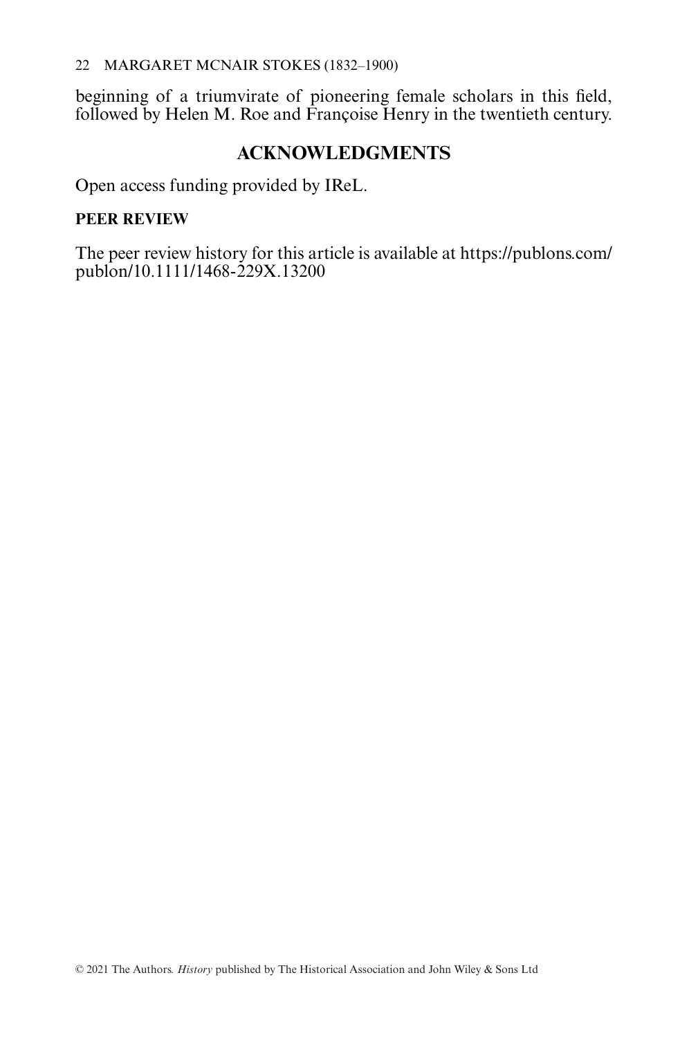beginning of a triumvirate of pioneering female scholars in this field, followed by Helen M. Roe and Françoise Henry in the twentieth century.

## ACKNOWLEDGMENTS

Open access funding provided by IReL.

### PEER REVIEW

The peer review history for this article is available at https://publons.com/publon/10.1111/1468-229X.13200